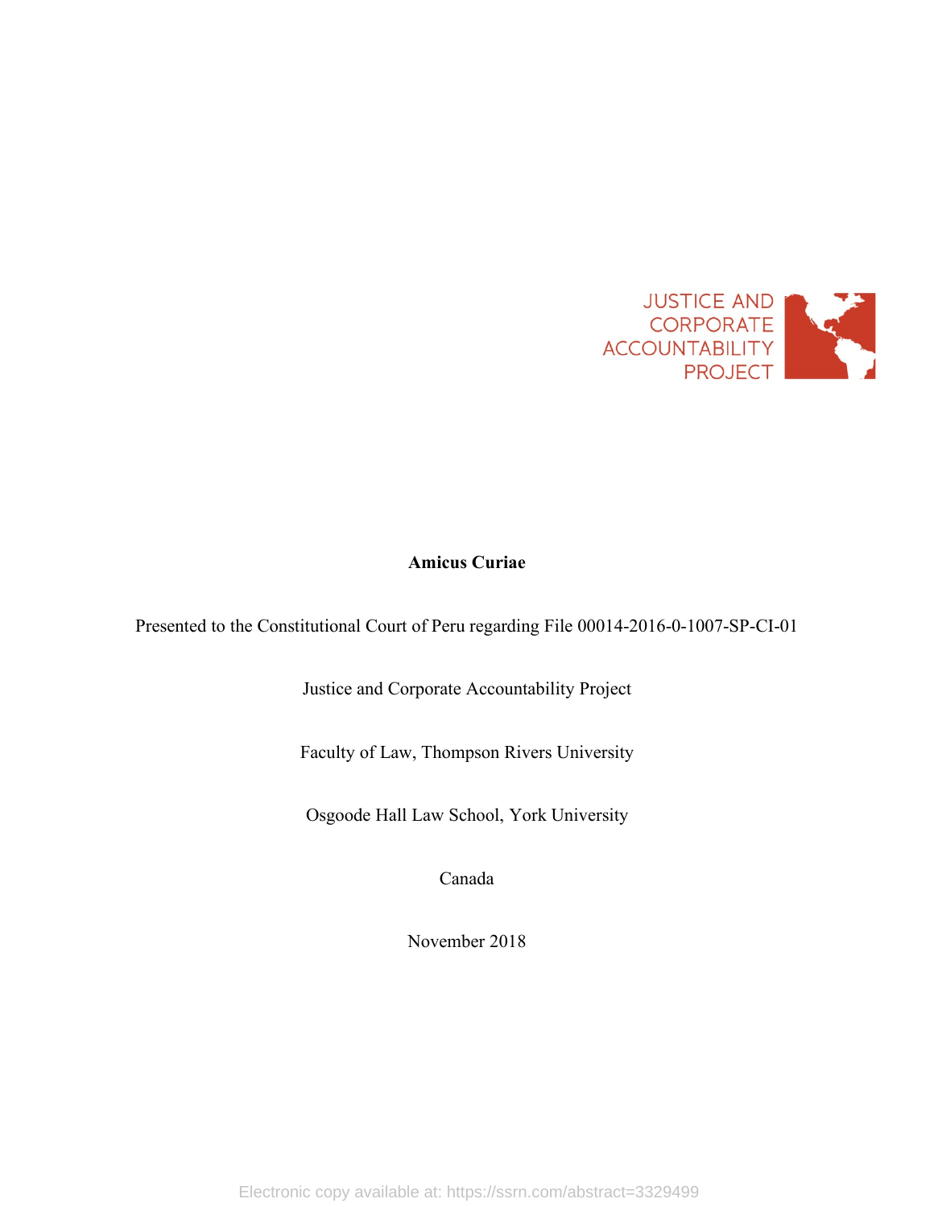JUSTICE AND CORPORATE ACCOUNTABILITY PROJECT

**Amicus Curiae**

Presented to the Constitutional Court of Peru regarding File 00014-2016-0-1007-SP-CI-01

Justice and Corporate Accountability Project

Faculty of Law, Thompson Rivers University

Osgoode Hall Law School, York University

Canada

November 2018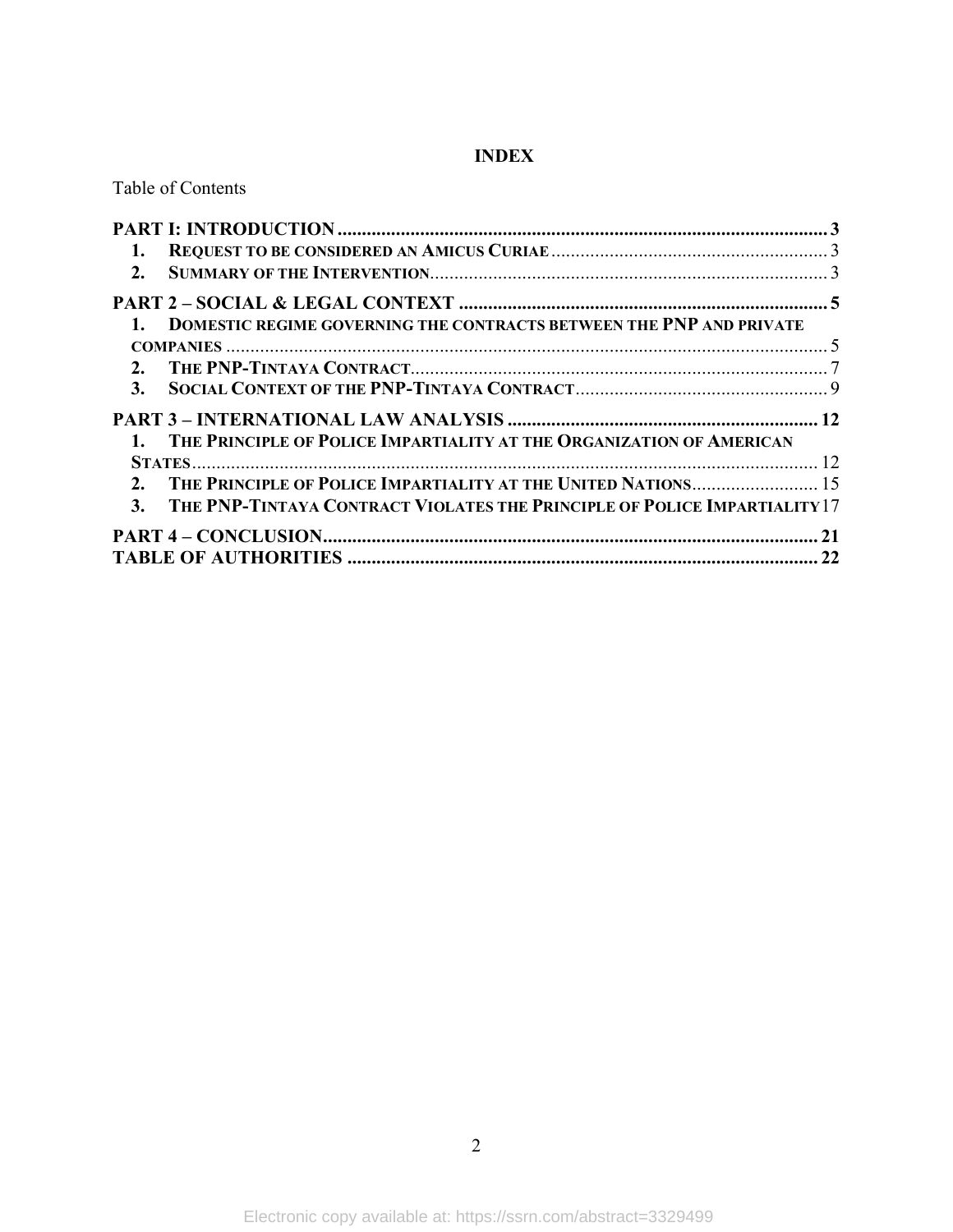**INDEX**

Table of Contents

**PART I: INTRODUCTION** .......... **3**
1. **REQUEST TO BE CONSIDERED AN AMICUS CURIAE** .......... 3
2. **SUMMARY OF THE INTERVENTION** .......... 3

**PART 2 – SOCIAL & LEGAL CONTEXT** .......... **5**
1. **DOMESTIC REGIME GOVERNING THE CONTRACTS BETWEEN THE PNP AND PRIVATE COMPANIES** .......... 5
2. **THE PNP-TINTAYA CONTRACT** .......... 7
3. **SOCIAL CONTEXT OF THE PNP-TINTAYA CONTRACT** .......... 9

**PART 3 – INTERNATIONAL LAW ANALYSIS** .......... **12**
1. **THE PRINCIPLE OF POLICE IMPARTIALITY AT THE ORGANIZATION OF AMERICAN STATES** .......... 12
2. **THE PRINCIPLE OF POLICE IMPARTIALITY AT THE UNITED NATIONS** .......... 15
3. **THE PNP-TINTAYA CONTRACT VIOLATES THE PRINCIPLE OF POLICE IMPARTIALITY** .......... 17

**PART 4 – CONCLUSION** .......... **21**

**TABLE OF AUTHORITIES** .......... **22**

Electronic copy available at: https://ssrn.com/abstract=3329499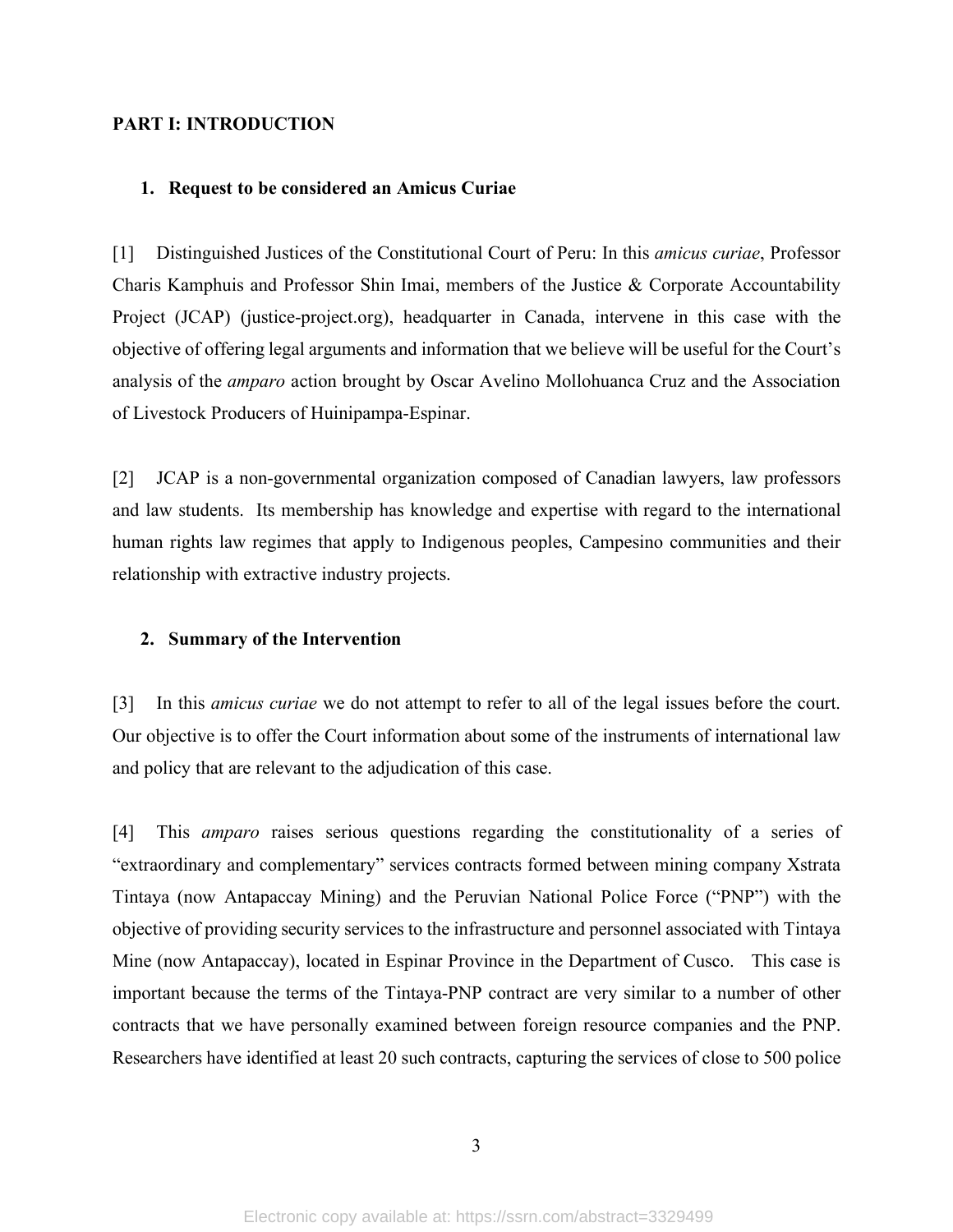## PART I: INTRODUCTION

### 1. Request to be considered an Amicus Curiae

[1] Distinguished Justices of the Constitutional Court of Peru: In this *amicus curiae*, Professor Charis Kamphuis and Professor Shin Imai, members of the Justice & Corporate Accountability Project (JCAP) (justice-project.org), headquarter in Canada, intervene in this case with the objective of offering legal arguments and information that we believe will be useful for the Court's analysis of the *amparo* action brought by Oscar Avelino Mollohuanca Cruz and the Association of Livestock Producers of Huinipampa-Espinar.

[2] JCAP is a non-governmental organization composed of Canadian lawyers, law professors and law students. Its membership has knowledge and expertise with regard to the international human rights law regimes that apply to Indigenous peoples, Campesino communities and their relationship with extractive industry projects.

### 2. Summary of the Intervention

[3] In this *amicus curiae* we do not attempt to refer to all of the legal issues before the court. Our objective is to offer the Court information about some of the instruments of international law and policy that are relevant to the adjudication of this case.

[4] This *amparo* raises serious questions regarding the constitutionality of a series of "extraordinary and complementary" services contracts formed between mining company Xstrata Tintaya (now Antapaccay Mining) and the Peruvian National Police Force ("PNP") with the objective of providing security services to the infrastructure and personnel associated with Tintaya Mine (now Antapaccay), located in Espinar Province in the Department of Cusco. This case is important because the terms of the Tintaya-PNP contract are very similar to a number of other contracts that we have personally examined between foreign resource companies and the PNP. Researchers have identified at least 20 such contracts, capturing the services of close to 500 police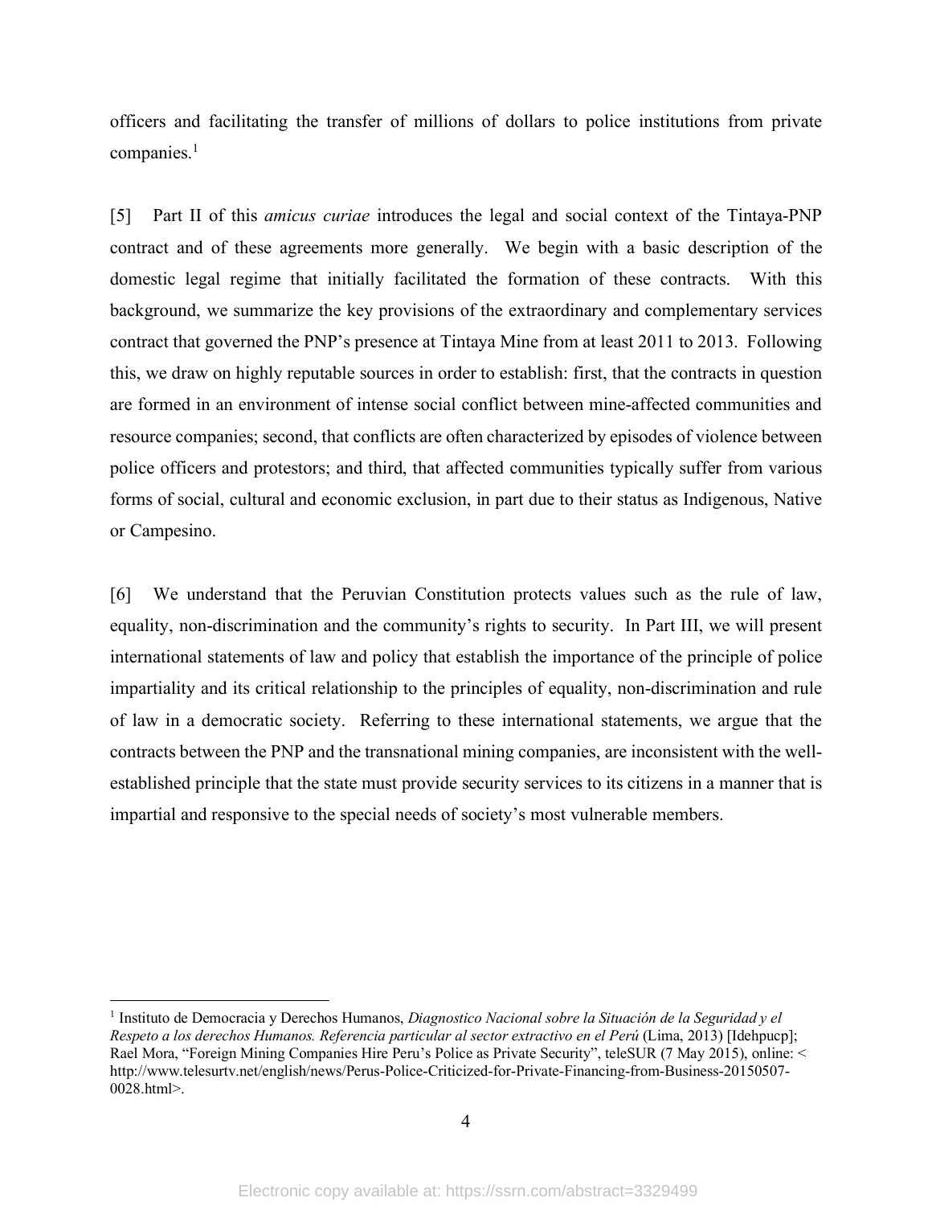officers and facilitating the transfer of millions of dollars to police institutions from private companies.[1]

[5] Part II of this *amicus curiae* introduces the legal and social context of the Tintaya-PNP contract and of these agreements more generally. We begin with a basic description of the domestic legal regime that initially facilitated the formation of these contracts. With this background, we summarize the key provisions of the extraordinary and complementary services contract that governed the PNP's presence at Tintaya Mine from at least 2011 to 2013. Following this, we draw on highly reputable sources in order to establish: first, that the contracts in question are formed in an environment of intense social conflict between mine-affected communities and resource companies; second, that conflicts are often characterized by episodes of violence between police officers and protestors; and third, that affected communities typically suffer from various forms of social, cultural and economic exclusion, in part due to their status as Indigenous, Native or Campesino.

[6] We understand that the Peruvian Constitution protects values such as the rule of law, equality, non-discrimination and the community's rights to security. In Part III, we will present international statements of law and policy that establish the importance of the principle of police impartiality and its critical relationship to the principles of equality, non-discrimination and rule of law in a democratic society. Referring to these international statements, we argue that the contracts between the PNP and the transnational mining companies, are inconsistent with the well-established principle that the state must provide security services to its citizens in a manner that is impartial and responsive to the special needs of society's most vulnerable members.

[1] Instituto de Democracia y Derechos Humanos, *Diagnostico Nacional sobre la Situación de la Seguridad y el Respeto a los derechos Humanos. Referencia particular al sector extractivo en el Perú* (Lima, 2013) [Idehpucp]; Rael Mora, "Foreign Mining Companies Hire Peru's Police as Private Security", teleSUR (7 May 2015), online: < http://www.telesurtv.net/english/news/Perus-Police-Criticized-for-Private-Financing-from-Business-20150507-0028.html>.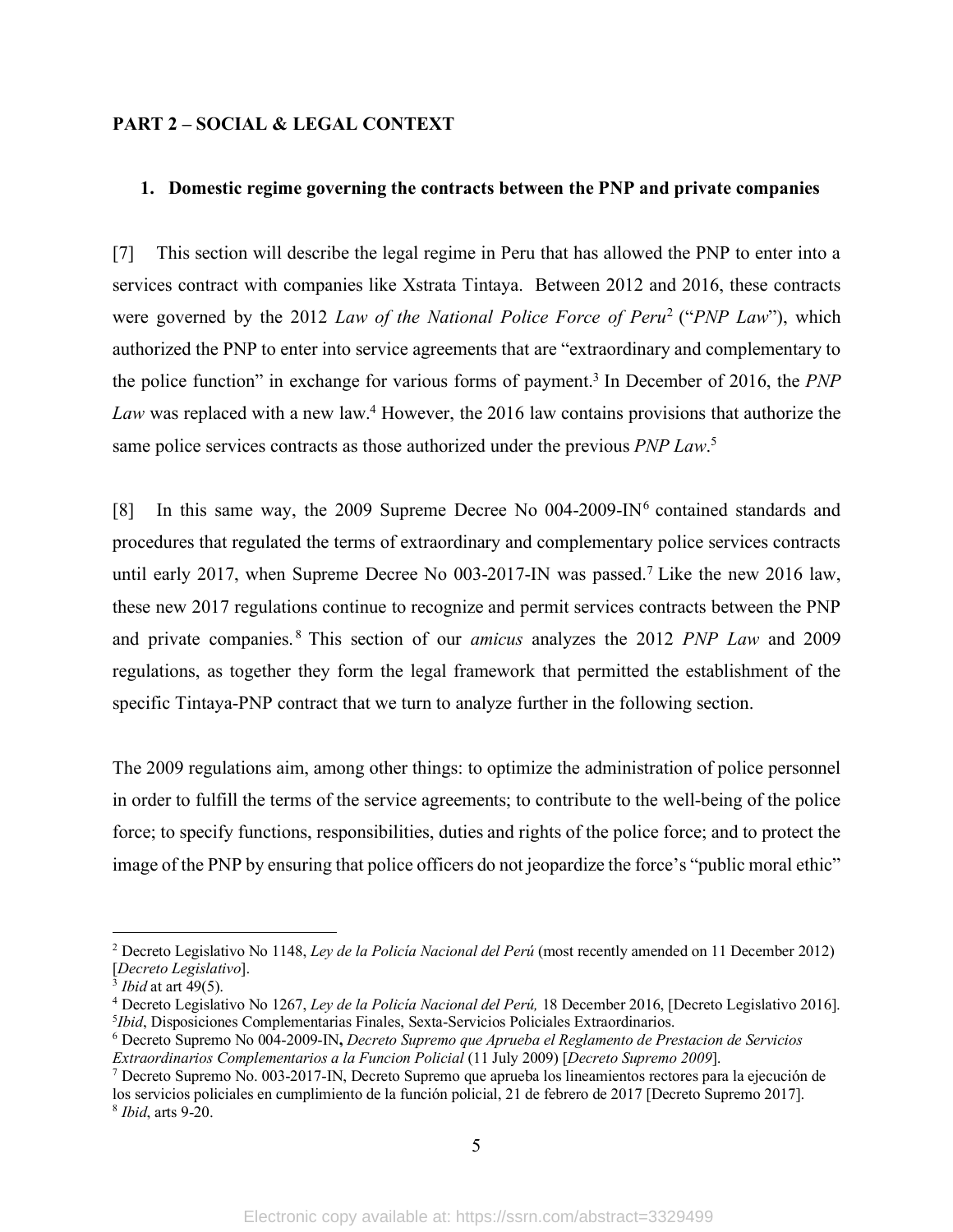## PART 2 – SOCIAL & LEGAL CONTEXT

### 1. Domestic regime governing the contracts between the PNP and private companies

[7] This section will describe the legal regime in Peru that has allowed the PNP to enter into a services contract with companies like Xstrata Tintaya. Between 2012 and 2016, these contracts were governed by the 2012 *Law of the National Police Force of Peru*[2] ("*PNP Law*"), which authorized the PNP to enter into service agreements that are "extraordinary and complementary to the police function" in exchange for various forms of payment.[3] In December of 2016, the *PNP Law* was replaced with a new law.[4] However, the 2016 law contains provisions that authorize the same police services contracts as those authorized under the previous *PNP Law*.[5]

[8] In this same way, the 2009 Supreme Decree No 004-2009-IN[6] contained standards and procedures that regulated the terms of extraordinary and complementary police services contracts until early 2017, when Supreme Decree No 003-2017-IN was passed.[7] Like the new 2016 law, these new 2017 regulations continue to recognize and permit services contracts between the PNP and private companies.[8] This section of our *amicus* analyzes the 2012 *PNP Law* and 2009 regulations, as together they form the legal framework that permitted the establishment of the specific Tintaya-PNP contract that we turn to analyze further in the following section.

The 2009 regulations aim, among other things: to optimize the administration of police personnel in order to fulfill the terms of the service agreements; to contribute to the well-being of the police force; to specify functions, responsibilities, duties and rights of the police force; and to protect the image of the PNP by ensuring that police officers do not jeopardize the force's "public moral ethic"

---

[2] Decreto Legislativo No 1148, *Ley de la Policía Nacional del Perú* (most recently amended on 11 December 2012) [*Decreto Legislativo*].

[3] *Ibid* at art 49(5).

[4] Decreto Legislativo No 1267, *Ley de la Policía Nacional del Perú,* 18 December 2016, [Decreto Legislativo 2016].

[5] *Ibid*, Disposiciones Complementarias Finales, Sexta-Servicios Policiales Extraordinarios.

[6] Decreto Supremo No 004-2009-IN**,** *Decreto Supremo que Aprueba el Reglamento de Prestacion de Servicios Extraordinarios Complementarios a la Funcion Policial* (11 July 2009) [*Decreto Supremo 2009*].

[7] Decreto Supremo No. 003-2017-IN, Decreto Supremo que aprueba los lineamientos rectores para la ejecución de los servicios policiales en cumplimiento de la función policial, 21 de febrero de 2017 [Decreto Supremo 2017].

[8] *Ibid*, arts 9-20.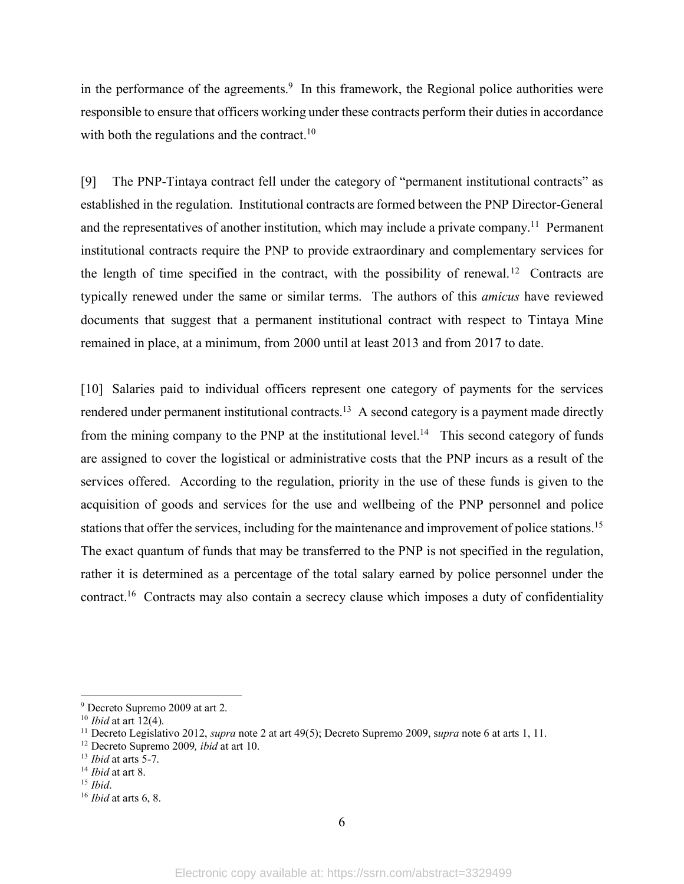in the performance of the agreements.[9] In this framework, the Regional police authorities were responsible to ensure that officers working under these contracts perform their duties in accordance with both the regulations and the contract.[10]

[9] The PNP-Tintaya contract fell under the category of "permanent institutional contracts" as established in the regulation. Institutional contracts are formed between the PNP Director-General and the representatives of another institution, which may include a private company.[11] Permanent institutional contracts require the PNP to provide extraordinary and complementary services for the length of time specified in the contract, with the possibility of renewal.[12] Contracts are typically renewed under the same or similar terms. The authors of this *amicus* have reviewed documents that suggest that a permanent institutional contract with respect to Tintaya Mine remained in place, at a minimum, from 2000 until at least 2013 and from 2017 to date.

[10] Salaries paid to individual officers represent one category of payments for the services rendered under permanent institutional contracts.[13] A second category is a payment made directly from the mining company to the PNP at the institutional level.[14] This second category of funds are assigned to cover the logistical or administrative costs that the PNP incurs as a result of the services offered. According to the regulation, priority in the use of these funds is given to the acquisition of goods and services for the use and wellbeing of the PNP personnel and police stations that offer the services, including for the maintenance and improvement of police stations.[15] The exact quantum of funds that may be transferred to the PNP is not specified in the regulation, rather it is determined as a percentage of the total salary earned by police personnel under the contract.[16] Contracts may also contain a secrecy clause which imposes a duty of confidentiality

---

[9] Decreto Supremo 2009 at art 2.

[10] *Ibid* at art 12(4).

[11] Decreto Legislativo 2012, *supra* note 2 at art 49(5); Decreto Supremo 2009, s*upra* note 6 at arts 1, 11.

[12] Decreto Supremo 2009*, ibid* at art 10.

[13] *Ibid* at arts 5-7.

[14] *Ibid* at art 8.

[15] *Ibid*.

[16] *Ibid* at arts 6, 8.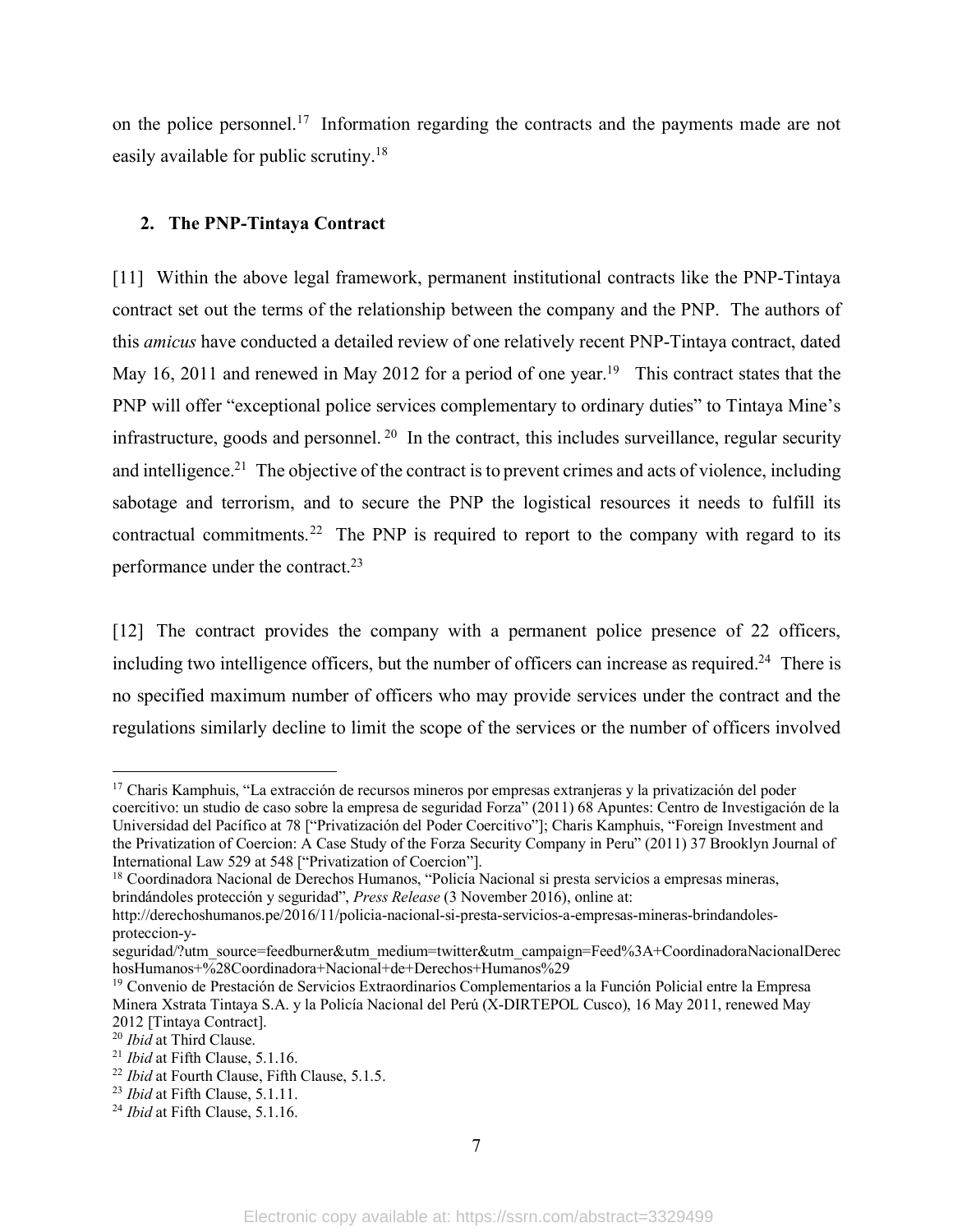on the police personnel.[17] Information regarding the contracts and the payments made are not easily available for public scrutiny.[18]

### 2. The PNP-Tintaya Contract

[11] Within the above legal framework, permanent institutional contracts like the PNP-Tintaya contract set out the terms of the relationship between the company and the PNP. The authors of this *amicus* have conducted a detailed review of one relatively recent PNP-Tintaya contract, dated May 16, 2011 and renewed in May 2012 for a period of one year.[19] This contract states that the PNP will offer "exceptional police services complementary to ordinary duties" to Tintaya Mine's infrastructure, goods and personnel.[20] In the contract, this includes surveillance, regular security and intelligence.[21] The objective of the contract is to prevent crimes and acts of violence, including sabotage and terrorism, and to secure the PNP the logistical resources it needs to fulfill its contractual commitments.[22] The PNP is required to report to the company with regard to its performance under the contract.[23]

[12] The contract provides the company with a permanent police presence of 22 officers, including two intelligence officers, but the number of officers can increase as required.[24] There is no specified maximum number of officers who may provide services under the contract and the regulations similarly decline to limit the scope of the services or the number of officers involved

---

[17] Charis Kamphuis, "La extracción de recursos mineros por empresas extranjeras y la privatización del poder coercitivo: un studio de caso sobre la empresa de seguridad Forza" (2011) 68 Apuntes: Centro de Investigación de la Universidad del Pacífico at 78 ["Privatización del Poder Coercitivo"]; Charis Kamphuis, "Foreign Investment and the Privatization of Coercion: A Case Study of the Forza Security Company in Peru" (2011) 37 Brooklyn Journal of International Law 529 at 548 ["Privatization of Coercion"].

[18] Coordinadora Nacional de Derechos Humanos, "Policía Nacional si presta servicios a empresas mineras, brindándoles protección y seguridad", *Press Release* (3 November 2016), online at: http://derechoshumanos.pe/2016/11/policia-nacional-si-presta-servicios-a-empresas-mineras-brindandoles-proteccion-y-seguridad/?utm_source=feedburner&utm_medium=twitter&utm_campaign=Feed%3A+CoordinadoraNacionalDerechosHumanos+%28Coordinadora+Nacional+de+Derechos+Humanos%29

[19] Convenio de Prestación de Servicios Extraordinarios Complementarios a la Función Policial entre la Empresa Minera Xstrata Tintaya S.A. y la Policía Nacional del Perú (X-DIRTEPOL Cusco), 16 May 2011, renewed May 2012 [Tintaya Contract].

[20] *Ibid* at Third Clause.

[21] *Ibid* at Fifth Clause, 5.1.16.

[22] *Ibid* at Fourth Clause, Fifth Clause, 5.1.5.

[23] *Ibid* at Fifth Clause, 5.1.11.

[24] *Ibid* at Fifth Clause, 5.1.16.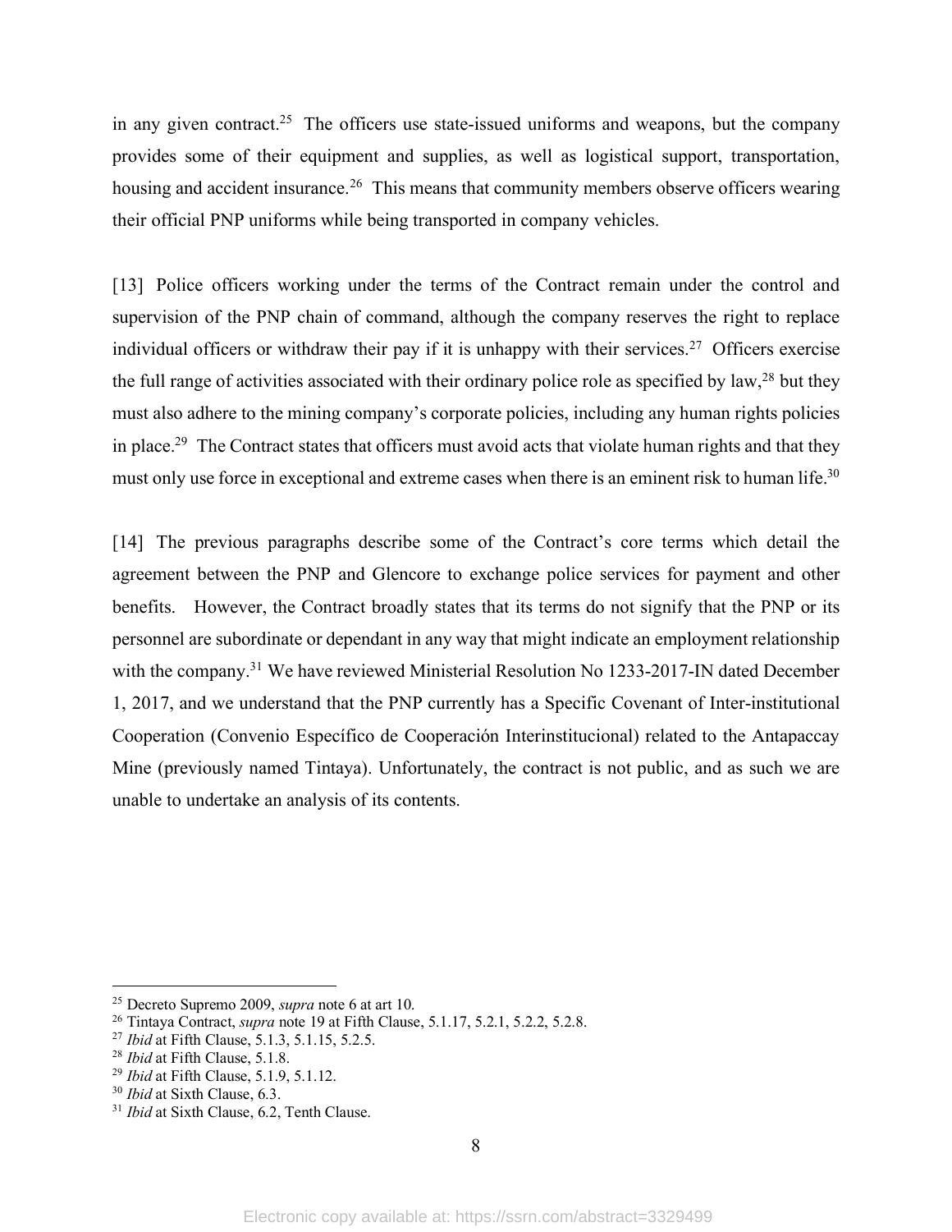in any given contract.[25] The officers use state-issued uniforms and weapons, but the company provides some of their equipment and supplies, as well as logistical support, transportation, housing and accident insurance.[26] This means that community members observe officers wearing their official PNP uniforms while being transported in company vehicles.

[13] Police officers working under the terms of the Contract remain under the control and supervision of the PNP chain of command, although the company reserves the right to replace individual officers or withdraw their pay if it is unhappy with their services.[27] Officers exercise the full range of activities associated with their ordinary police role as specified by law,[28] but they must also adhere to the mining company's corporate policies, including any human rights policies in place.[29] The Contract states that officers must avoid acts that violate human rights and that they must only use force in exceptional and extreme cases when there is an eminent risk to human life.[30]

[14] The previous paragraphs describe some of the Contract's core terms which detail the agreement between the PNP and Glencore to exchange police services for payment and other benefits. However, the Contract broadly states that its terms do not signify that the PNP or its personnel are subordinate or dependant in any way that might indicate an employment relationship with the company.[31] We have reviewed Ministerial Resolution No 1233-2017-IN dated December 1, 2017, and we understand that the PNP currently has a Specific Covenant of Inter-institutional Cooperation (Convenio Específico de Cooperación Interinstitucional) related to the Antapaccay Mine (previously named Tintaya). Unfortunately, the contract is not public, and as such we are unable to undertake an analysis of its contents.

---

[25] Decreto Supremo 2009, *supra* note 6 at art 10.

[26] Tintaya Contract, *supra* note 19 at Fifth Clause, 5.1.17, 5.2.1, 5.2.2, 5.2.8.

[27] *Ibid* at Fifth Clause, 5.1.3, 5.1.15, 5.2.5.

[28] *Ibid* at Fifth Clause, 5.1.8.

[29] *Ibid* at Fifth Clause, 5.1.9, 5.1.12.

[30] *Ibid* at Sixth Clause, 6.3.

[31] *Ibid* at Sixth Clause, 6.2, Tenth Clause.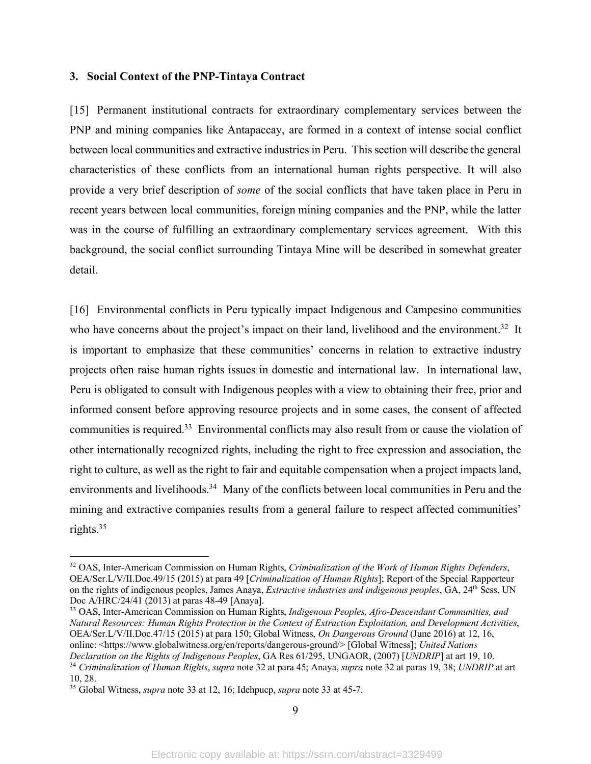### 3. Social Context of the PNP-Tintaya Contract

[15] Permanent institutional contracts for extraordinary complementary services between the PNP and mining companies like Antapaccay, are formed in a context of intense social conflict between local communities and extractive industries in Peru. This section will describe the general characteristics of these conflicts from an international human rights perspective. It will also provide a very brief description of *some* of the social conflicts that have taken place in Peru in recent years between local communities, foreign mining companies and the PNP, while the latter was in the course of fulfilling an extraordinary complementary services agreement. With this background, the social conflict surrounding Tintaya Mine will be described in somewhat greater detail.

[16] Environmental conflicts in Peru typically impact Indigenous and Campesino communities who have concerns about the project's impact on their land, livelihood and the environment.[32] It is important to emphasize that these communities' concerns in relation to extractive industry projects often raise human rights issues in domestic and international law. In international law, Peru is obligated to consult with Indigenous peoples with a view to obtaining their free, prior and informed consent before approving resource projects and in some cases, the consent of affected communities is required.[33] Environmental conflicts may also result from or cause the violation of other internationally recognized rights, including the right to free expression and association, the right to culture, as well as the right to fair and equitable compensation when a project impacts land, environments and livelihoods.[34] Many of the conflicts between local communities in Peru and the mining and extractive companies results from a general failure to respect affected communities' rights.[35]

---

[32] OAS, Inter-American Commission on Human Rights, *Criminalization of the Work of Human Rights Defenders*, OEA/Ser.L/V/II.Doc.49/15 (2015) at para 49 [*Criminalization of Human Rights*]; Report of the Special Rapporteur on the rights of indigenous peoples, James Anaya, *Extractive industries and indigenous peoples*, GA, 24th Sess, UN Doc A/HRC/24/41 (2013) at paras 48-49 [Anaya].

[33] OAS, Inter-American Commission on Human Rights, *Indigenous Peoples, Afro-Descendant Communities, and Natural Resources: Human Rights Protection in the Context of Extraction Exploitation, and Development Activities*, OEA/Ser.L/V/II.Doc.47/15 (2015) at para 150; Global Witness, *On Dangerous Ground* (June 2016) at 12, 16, online: <https://www.globalwitness.org/en/reports/dangerous-ground/> [Global Witness]; *United Nations Declaration on the Rights of Indigenous Peoples*, GA Res 61/295, UNGAOR, (2007) [*UNDRIP*] at art 19, 10.

[34] *Criminalization of Human Rights*, *supra* note 32 at para 45; Anaya, *supra* note 32 at paras 19, 38; *UNDRIP* at art 10, 28.

[35] Global Witness, *supra* note 33 at 12, 16; Idehpucp, *supra* note 33 at 45-7.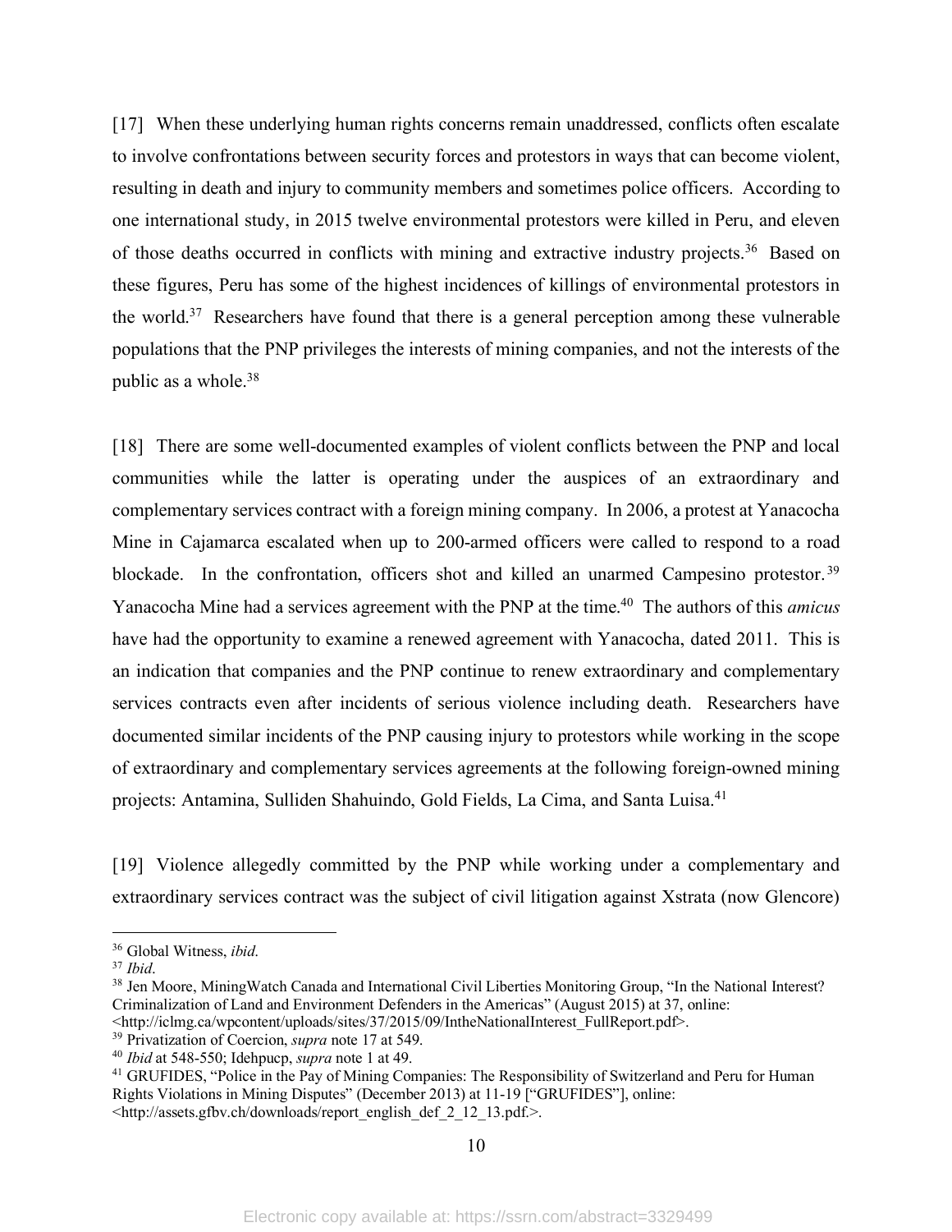[17] When these underlying human rights concerns remain unaddressed, conflicts often escalate to involve confrontations between security forces and protestors in ways that can become violent, resulting in death and injury to community members and sometimes police officers. According to one international study, in 2015 twelve environmental protestors were killed in Peru, and eleven of those deaths occurred in conflicts with mining and extractive industry projects.[36] Based on these figures, Peru has some of the highest incidences of killings of environmental protestors in the world.[37] Researchers have found that there is a general perception among these vulnerable populations that the PNP privileges the interests of mining companies, and not the interests of the public as a whole.[38]

[18] There are some well-documented examples of violent conflicts between the PNP and local communities while the latter is operating under the auspices of an extraordinary and complementary services contract with a foreign mining company. In 2006, a protest at Yanacocha Mine in Cajamarca escalated when up to 200-armed officers were called to respond to a road blockade. In the confrontation, officers shot and killed an unarmed Campesino protestor.[39] Yanacocha Mine had a services agreement with the PNP at the time.[40] The authors of this *amicus* have had the opportunity to examine a renewed agreement with Yanacocha, dated 2011. This is an indication that companies and the PNP continue to renew extraordinary and complementary services contracts even after incidents of serious violence including death. Researchers have documented similar incidents of the PNP causing injury to protestors while working in the scope of extraordinary and complementary services agreements at the following foreign-owned mining projects: Antamina, Sulliden Shahuindo, Gold Fields, La Cima, and Santa Luisa.[41]

[19] Violence allegedly committed by the PNP while working under a complementary and extraordinary services contract was the subject of civil litigation against Xstrata (now Glencore)

---

[36] Global Witness, *ibid*.

[37] *Ibid*.

[38] Jen Moore, MiningWatch Canada and International Civil Liberties Monitoring Group, "In the National Interest? Criminalization of Land and Environment Defenders in the Americas" (August 2015) at 37, online: <http://iclmg.ca/wpcontent/uploads/sites/37/2015/09/IntheNationalInterest_FullReport.pdf>.

[39] Privatization of Coercion, *supra* note 17 at 549.

[40] *Ibid* at 548-550; Idehpucp, *supra* note 1 at 49.

[41] GRUFIDES, "Police in the Pay of Mining Companies: The Responsibility of Switzerland and Peru for Human Rights Violations in Mining Disputes" (December 2013) at 11-19 ["GRUFIDES"], online: <http://assets.gfbv.ch/downloads/report_english_def_2_12_13.pdf.>.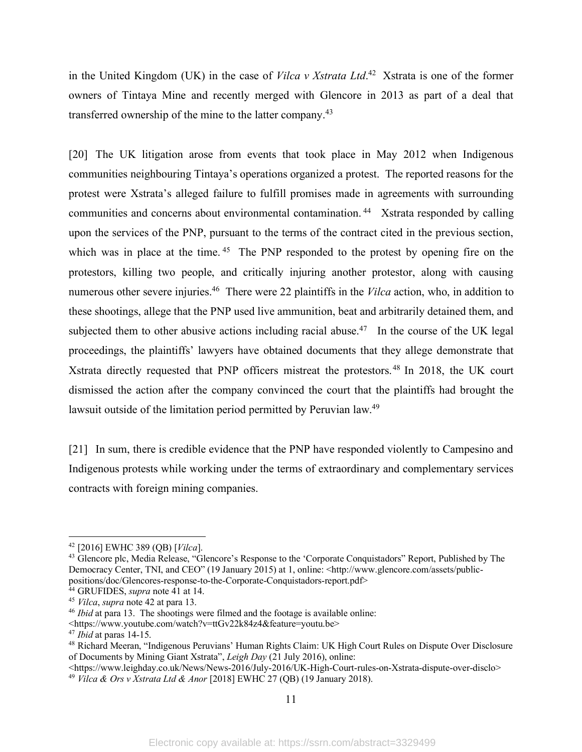in the United Kingdom (UK) in the case of *Vilca v Xstrata Ltd*.[42] Xstrata is one of the former owners of Tintaya Mine and recently merged with Glencore in 2013 as part of a deal that transferred ownership of the mine to the latter company.[43]

[20] The UK litigation arose from events that took place in May 2012 when Indigenous communities neighbouring Tintaya's operations organized a protest. The reported reasons for the protest were Xstrata's alleged failure to fulfill promises made in agreements with surrounding communities and concerns about environmental contamination.[44] Xstrata responded by calling upon the services of the PNP, pursuant to the terms of the contract cited in the previous section, which was in place at the time.[45] The PNP responded to the protest by opening fire on the protestors, killing two people, and critically injuring another protestor, along with causing numerous other severe injuries.[46] There were 22 plaintiffs in the *Vilca* action, who, in addition to these shootings, allege that the PNP used live ammunition, beat and arbitrarily detained them, and subjected them to other abusive actions including racial abuse.[47] In the course of the UK legal proceedings, the plaintiffs' lawyers have obtained documents that they allege demonstrate that Xstrata directly requested that PNP officers mistreat the protestors.[48] In 2018, the UK court dismissed the action after the company convinced the court that the plaintiffs had brought the lawsuit outside of the limitation period permitted by Peruvian law.[49]

[21] In sum, there is credible evidence that the PNP have responded violently to Campesino and Indigenous protests while working under the terms of extraordinary and complementary services contracts with foreign mining companies.

---

[42] [2016] EWHC 389 (QB) [*Vilca*].

[43] Glencore plc, Media Release, "Glencore's Response to the 'Corporate Conquistadors" Report, Published by The Democracy Center, TNI, and CEO" (19 January 2015) at 1, online: <http://www.glencore.com/assets/public-positions/doc/Glencores-response-to-the-Corporate-Conquistadors-report.pdf>

[44] GRUFIDES, *supra* note 41 at 14.

[45] *Vilca*, *supra* note 42 at para 13.

[46] *Ibid* at para 13. The shootings were filmed and the footage is available online: <https://www.youtube.com/watch?v=ttGv22k84z4&feature=youtu.be>

[47] *Ibid* at paras 14-15.

[48] Richard Meeran, "Indigenous Peruvians' Human Rights Claim: UK High Court Rules on Dispute Over Disclosure of Documents by Mining Giant Xstrata", *Leigh Day* (21 July 2016), online: <https://www.leighday.co.uk/News/News-2016/July-2016/UK-High-Court-rules-on-Xstrata-dispute-over-disclo>

[49] *Vilca & Ors v Xstrata Ltd & Anor* [2018] EWHC 27 (QB) (19 January 2018).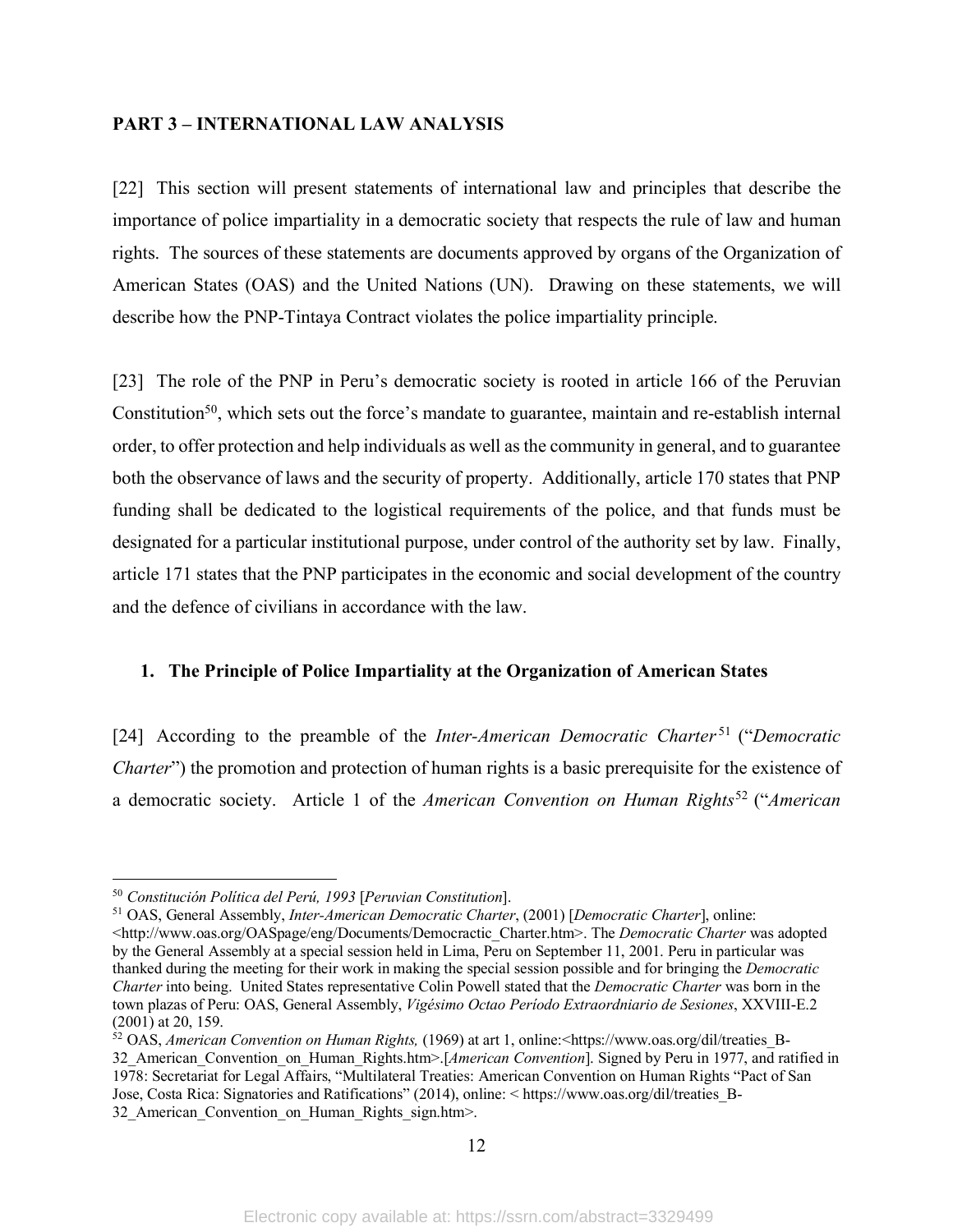## PART 3 – INTERNATIONAL LAW ANALYSIS

[22] This section will present statements of international law and principles that describe the importance of police impartiality in a democratic society that respects the rule of law and human rights. The sources of these statements are documents approved by organs of the Organization of American States (OAS) and the United Nations (UN). Drawing on these statements, we will describe how the PNP-Tintaya Contract violates the police impartiality principle.

[23] The role of the PNP in Peru's democratic society is rooted in article 166 of the Peruvian Constitution[50], which sets out the force's mandate to guarantee, maintain and re-establish internal order, to offer protection and help individuals as well as the community in general, and to guarantee both the observance of laws and the security of property. Additionally, article 170 states that PNP funding shall be dedicated to the logistical requirements of the police, and that funds must be designated for a particular institutional purpose, under control of the authority set by law. Finally, article 171 states that the PNP participates in the economic and social development of the country and the defence of civilians in accordance with the law.

### 1. The Principle of Police Impartiality at the Organization of American States

[24] According to the preamble of the *Inter-American Democratic Charter*[51] ("*Democratic Charter*") the promotion and protection of human rights is a basic prerequisite for the existence of a democratic society. Article 1 of the *American Convention on Human Rights*[52] ("*American*

---

[50] *Constitución Política del Perú, 1993* [*Peruvian Constitution*].

[51] OAS, General Assembly, *Inter-American Democratic Charter*, (2001) [*Democratic Charter*], online: <http://www.oas.org/OASpage/eng/Documents/Democractic_Charter.htm>. The *Democratic Charter* was adopted by the General Assembly at a special session held in Lima, Peru on September 11, 2001. Peru in particular was thanked during the meeting for their work in making the special session possible and for bringing the *Democratic Charter* into being. United States representative Colin Powell stated that the *Democratic Charter* was born in the town plazas of Peru: OAS, General Assembly, *Vigésimo Octao Período Extraordniario de Sesiones*, XXVIII-E.2 (2001) at 20, 159.

[52] OAS, *American Convention on Human Rights,* (1969) at art 1, online:<https://www.oas.org/dil/treaties_B-32_American_Convention_on_Human_Rights.htm>.[*American Convention*]. Signed by Peru in 1977, and ratified in 1978: Secretariat for Legal Affairs, "Multilateral Treaties: American Convention on Human Rights "Pact of San Jose, Costa Rica: Signatories and Ratifications" (2014), online: < https://www.oas.org/dil/treaties_B-32_American_Convention_on_Human_Rights_sign.htm>.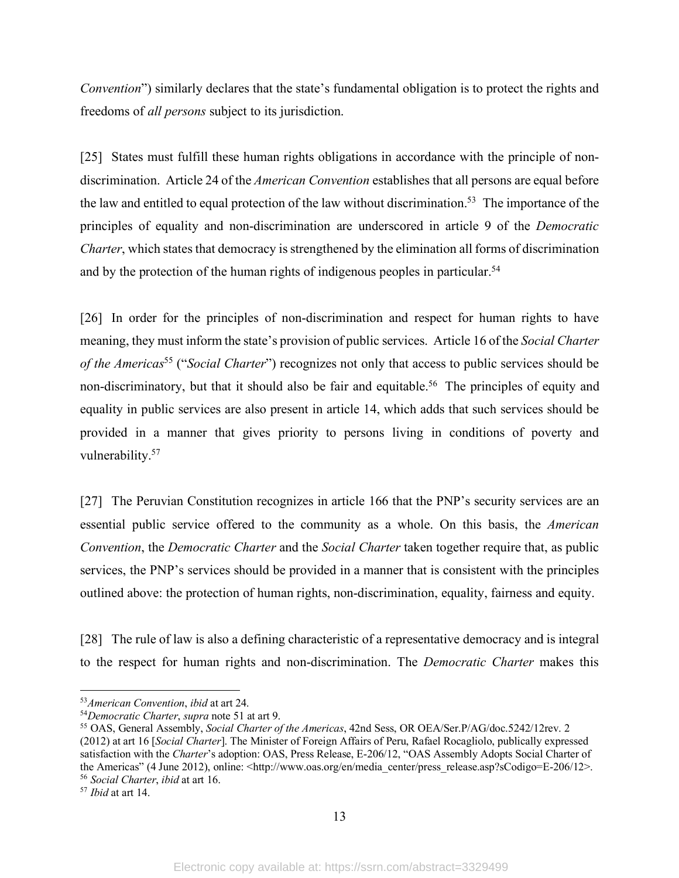*Convention*") similarly declares that the state's fundamental obligation is to protect the rights and freedoms of *all persons* subject to its jurisdiction.

[25] States must fulfill these human rights obligations in accordance with the principle of non-discrimination. Article 24 of the *American Convention* establishes that all persons are equal before the law and entitled to equal protection of the law without discrimination.[53] The importance of the principles of equality and non-discrimination are underscored in article 9 of the *Democratic Charter*, which states that democracy is strengthened by the elimination all forms of discrimination and by the protection of the human rights of indigenous peoples in particular.[54]

[26] In order for the principles of non-discrimination and respect for human rights to have meaning, they must inform the state's provision of public services. Article 16 of the *Social Charter of the Americas*[55] ("*Social Charter*") recognizes not only that access to public services should be non-discriminatory, but that it should also be fair and equitable.[56] The principles of equity and equality in public services are also present in article 14, which adds that such services should be provided in a manner that gives priority to persons living in conditions of poverty and vulnerability.[57]

[27] The Peruvian Constitution recognizes in article 166 that the PNP's security services are an essential public service offered to the community as a whole. On this basis, the *American Convention*, the *Democratic Charter* and the *Social Charter* taken together require that, as public services, the PNP's services should be provided in a manner that is consistent with the principles outlined above: the protection of human rights, non-discrimination, equality, fairness and equity.

[28] The rule of law is also a defining characteristic of a representative democracy and is integral to the respect for human rights and non-discrimination. The *Democratic Charter* makes this

---

[53] *American Convention*, *ibid* at art 24.

[54] *Democratic Charter*, *supra* note 51 at art 9.

[55] OAS, General Assembly, *Social Charter of the Americas*, 42nd Sess, OR OEA/Ser.P/AG/doc.5242/12rev. 2 (2012) at art 16 [*Social Charter*]. The Minister of Foreign Affairs of Peru, Rafael Rocagliolo, publically expressed satisfaction with the *Charter*'s adoption: OAS, Press Release, E-206/12, "OAS Assembly Adopts Social Charter of the Americas" (4 June 2012), online: <http://www.oas.org/en/media_center/press_release.asp?sCodigo=E-206/12>.

[56] *Social Charter*, *ibid* at art 16.

[57] *Ibid* at art 14.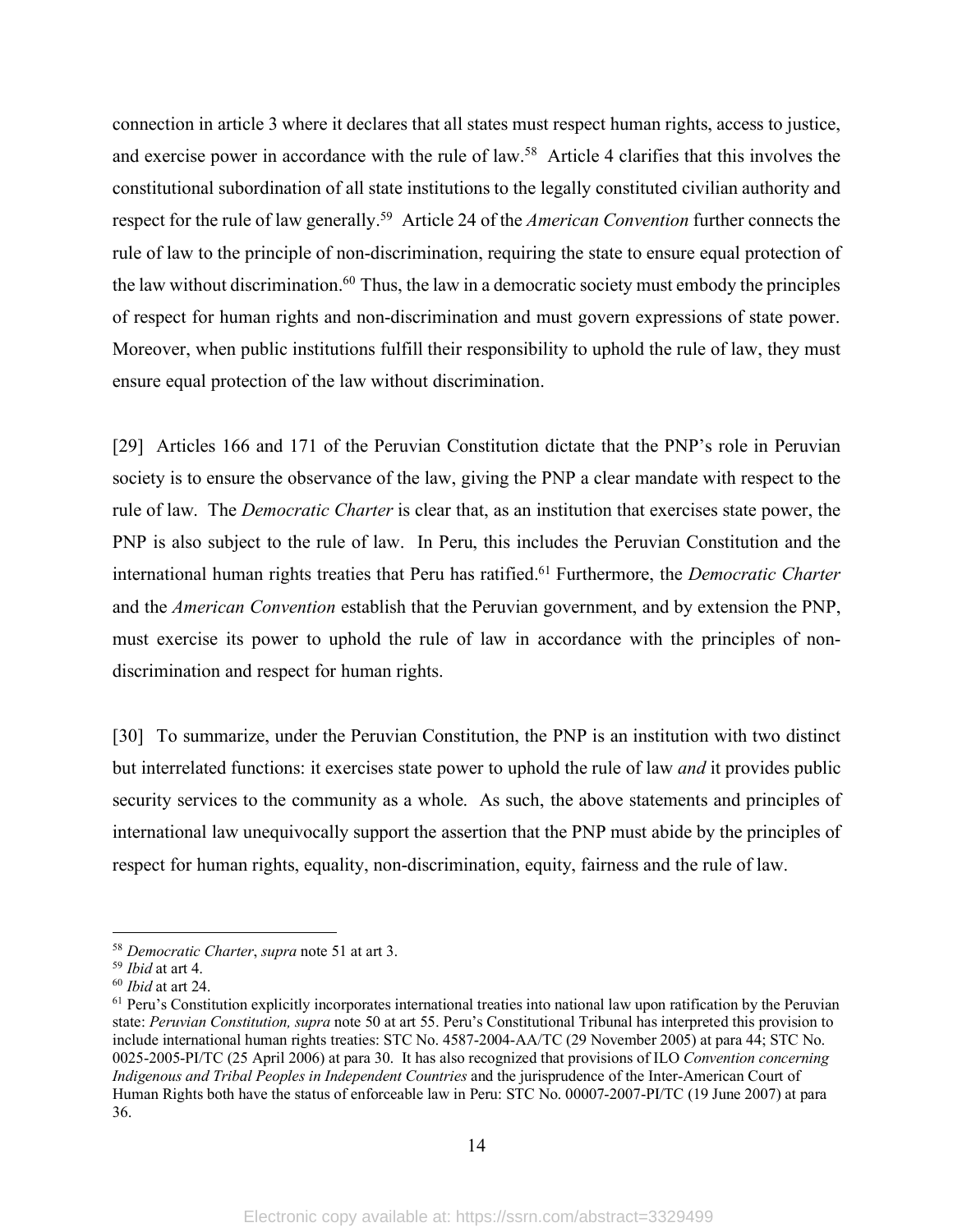connection in article 3 where it declares that all states must respect human rights, access to justice, and exercise power in accordance with the rule of law.[58] Article 4 clarifies that this involves the constitutional subordination of all state institutions to the legally constituted civilian authority and respect for the rule of law generally.[59] Article 24 of the *American Convention* further connects the rule of law to the principle of non-discrimination, requiring the state to ensure equal protection of the law without discrimination.[60] Thus, the law in a democratic society must embody the principles of respect for human rights and non-discrimination and must govern expressions of state power. Moreover, when public institutions fulfill their responsibility to uphold the rule of law, they must ensure equal protection of the law without discrimination.

[29] Articles 166 and 171 of the Peruvian Constitution dictate that the PNP's role in Peruvian society is to ensure the observance of the law, giving the PNP a clear mandate with respect to the rule of law. The *Democratic Charter* is clear that, as an institution that exercises state power, the PNP is also subject to the rule of law. In Peru, this includes the Peruvian Constitution and the international human rights treaties that Peru has ratified.[61] Furthermore, the *Democratic Charter* and the *American Convention* establish that the Peruvian government, and by extension the PNP, must exercise its power to uphold the rule of law in accordance with the principles of non-discrimination and respect for human rights.

[30] To summarize, under the Peruvian Constitution, the PNP is an institution with two distinct but interrelated functions: it exercises state power to uphold the rule of law *and* it provides public security services to the community as a whole. As such, the above statements and principles of international law unequivocally support the assertion that the PNP must abide by the principles of respect for human rights, equality, non-discrimination, equity, fairness and the rule of law.

---

[58] *Democratic Charter*, *supra* note 51 at art 3.

[59] *Ibid* at art 4.

[60] *Ibid* at art 24.

[61] Peru's Constitution explicitly incorporates international treaties into national law upon ratification by the Peruvian state: *Peruvian Constitution, supra* note 50 at art 55. Peru's Constitutional Tribunal has interpreted this provision to include international human rights treaties: STC No. 4587-2004-AA/TC (29 November 2005) at para 44; STC No. 0025-2005-PI/TC (25 April 2006) at para 30. It has also recognized that provisions of ILO *Convention concerning Indigenous and Tribal Peoples in Independent Countries* and the jurisprudence of the Inter-American Court of Human Rights both have the status of enforceable law in Peru: STC No. 00007-2007-PI/TC (19 June 2007) at para 36.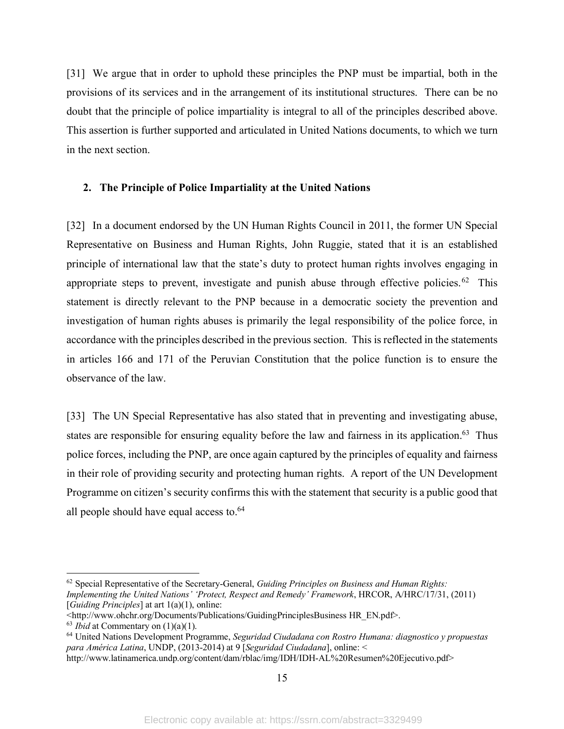[31] We argue that in order to uphold these principles the PNP must be impartial, both in the provisions of its services and in the arrangement of its institutional structures. There can be no doubt that the principle of police impartiality is integral to all of the principles described above. This assertion is further supported and articulated in United Nations documents, to which we turn in the next section.

### 2. The Principle of Police Impartiality at the United Nations

[32] In a document endorsed by the UN Human Rights Council in 2011, the former UN Special Representative on Business and Human Rights, John Ruggie, stated that it is an established principle of international law that the state's duty to protect human rights involves engaging in appropriate steps to prevent, investigate and punish abuse through effective policies.[62] This statement is directly relevant to the PNP because in a democratic society the prevention and investigation of human rights abuses is primarily the legal responsibility of the police force, in accordance with the principles described in the previous section. This is reflected in the statements in articles 166 and 171 of the Peruvian Constitution that the police function is to ensure the observance of the law.

[33] The UN Special Representative has also stated that in preventing and investigating abuse, states are responsible for ensuring equality before the law and fairness in its application.[63] Thus police forces, including the PNP, are once again captured by the principles of equality and fairness in their role of providing security and protecting human rights. A report of the UN Development Programme on citizen's security confirms this with the statement that security is a public good that all people should have equal access to.[64]

---

[62] Special Representative of the Secretary-General, *Guiding Principles on Business and Human Rights: Implementing the United Nations' 'Protect, Respect and Remedy' Framework*, HRCOR, A/HRC/17/31, (2011) [*Guiding Principles*] at art 1(a)(1), online: <http://www.ohchr.org/Documents/Publications/GuidingPrinciplesBusiness HR_EN.pdf>.

[63] *Ibid* at Commentary on (1)(a)(1).

[64] United Nations Development Programme, *Seguridad Ciudadana con Rostro Humana: diagnostico y propuestas para América Latina*, UNDP, (2013-2014) at 9 [*Seguridad Ciudadana*], online: < http://www.latinamerica.undp.org/content/dam/rblac/img/IDH/IDH-AL%20Resumen%20Ejecutivo.pdf>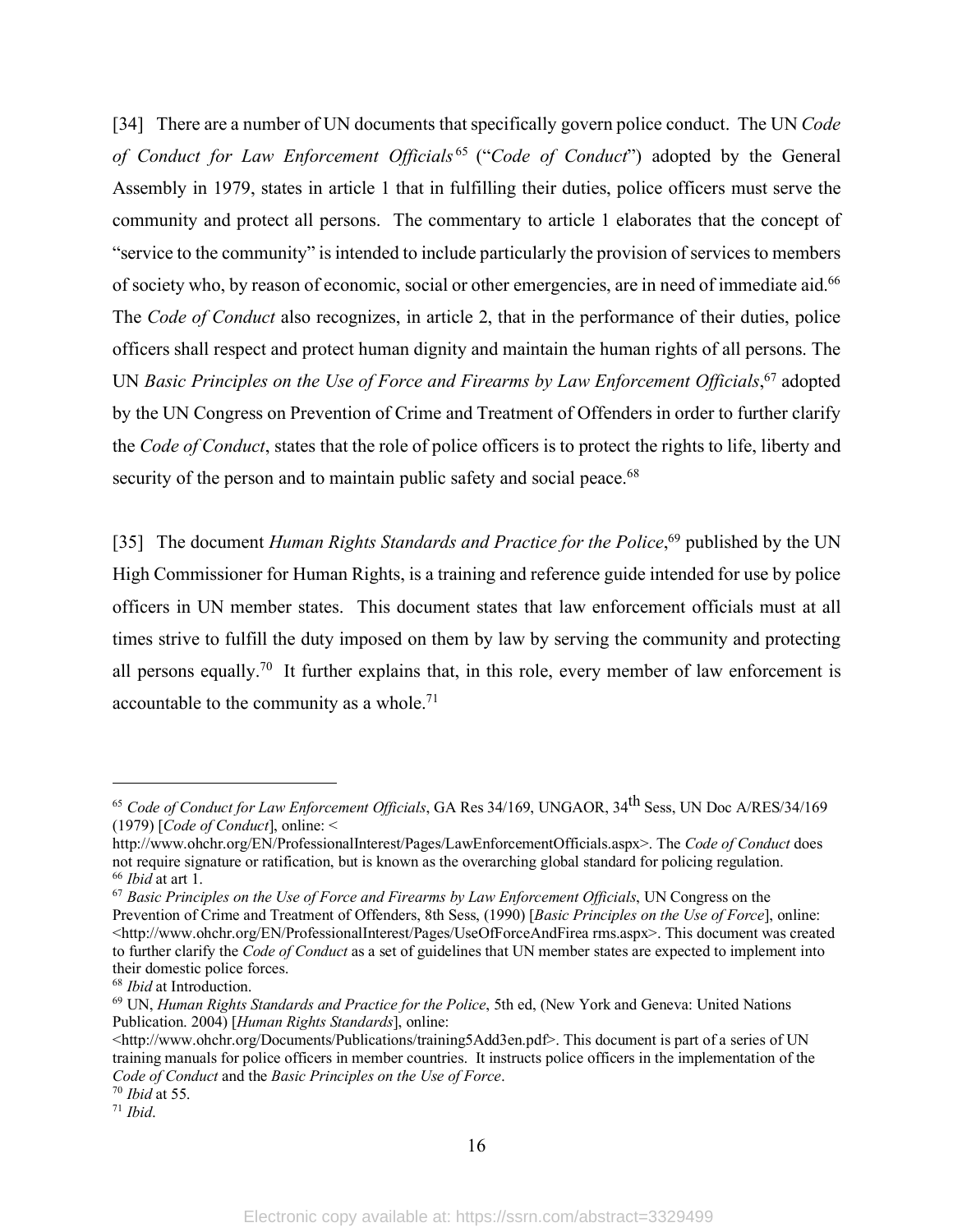[34] There are a number of UN documents that specifically govern police conduct. The UN *Code of Conduct for Law Enforcement Officials*[65] ("*Code of Conduct*") adopted by the General Assembly in 1979, states in article 1 that in fulfilling their duties, police officers must serve the community and protect all persons. The commentary to article 1 elaborates that the concept of "service to the community" is intended to include particularly the provision of services to members of society who, by reason of economic, social or other emergencies, are in need of immediate aid.[66] The *Code of Conduct* also recognizes, in article 2, that in the performance of their duties, police officers shall respect and protect human dignity and maintain the human rights of all persons. The UN *Basic Principles on the Use of Force and Firearms by Law Enforcement Officials*,[67] adopted by the UN Congress on Prevention of Crime and Treatment of Offenders in order to further clarify the *Code of Conduct*, states that the role of police officers is to protect the rights to life, liberty and security of the person and to maintain public safety and social peace.[68]

[35] The document *Human Rights Standards and Practice for the Police*,[69] published by the UN High Commissioner for Human Rights, is a training and reference guide intended for use by police officers in UN member states. This document states that law enforcement officials must at all times strive to fulfill the duty imposed on them by law by serving the community and protecting all persons equally.[70] It further explains that, in this role, every member of law enforcement is accountable to the community as a whole.[71]

---

[65] *Code of Conduct for Law Enforcement Officials*, GA Res 34/169, UNGAOR, 34th Sess, UN Doc A/RES/34/169 (1979) [*Code of Conduct*], online: < http://www.ohchr.org/EN/ProfessionalInterest/Pages/LawEnforcementOfficials.aspx>. The *Code of Conduct* does not require signature or ratification, but is known as the overarching global standard for policing regulation.

[66] *Ibid* at art 1.

[67] *Basic Principles on the Use of Force and Firearms by Law Enforcement Officials*, UN Congress on the Prevention of Crime and Treatment of Offenders, 8th Sess, (1990) [*Basic Principles on the Use of Force*], online: <http://www.ohchr.org/EN/ProfessionalInterest/Pages/UseOfForceAndFirea rms.aspx>. This document was created to further clarify the *Code of Conduct* as a set of guidelines that UN member states are expected to implement into their domestic police forces.

[68] *Ibid* at Introduction.

[69] UN, *Human Rights Standards and Practice for the Police*, 5th ed, (New York and Geneva: United Nations Publication. 2004) [*Human Rights Standards*], online: <http://www.ohchr.org/Documents/Publications/training5Add3en.pdf>. This document is part of a series of UN training manuals for police officers in member countries. It instructs police officers in the implementation of the *Code of Conduct* and the *Basic Principles on the Use of Force*.

[70] *Ibid* at 55.

[71] *Ibid*.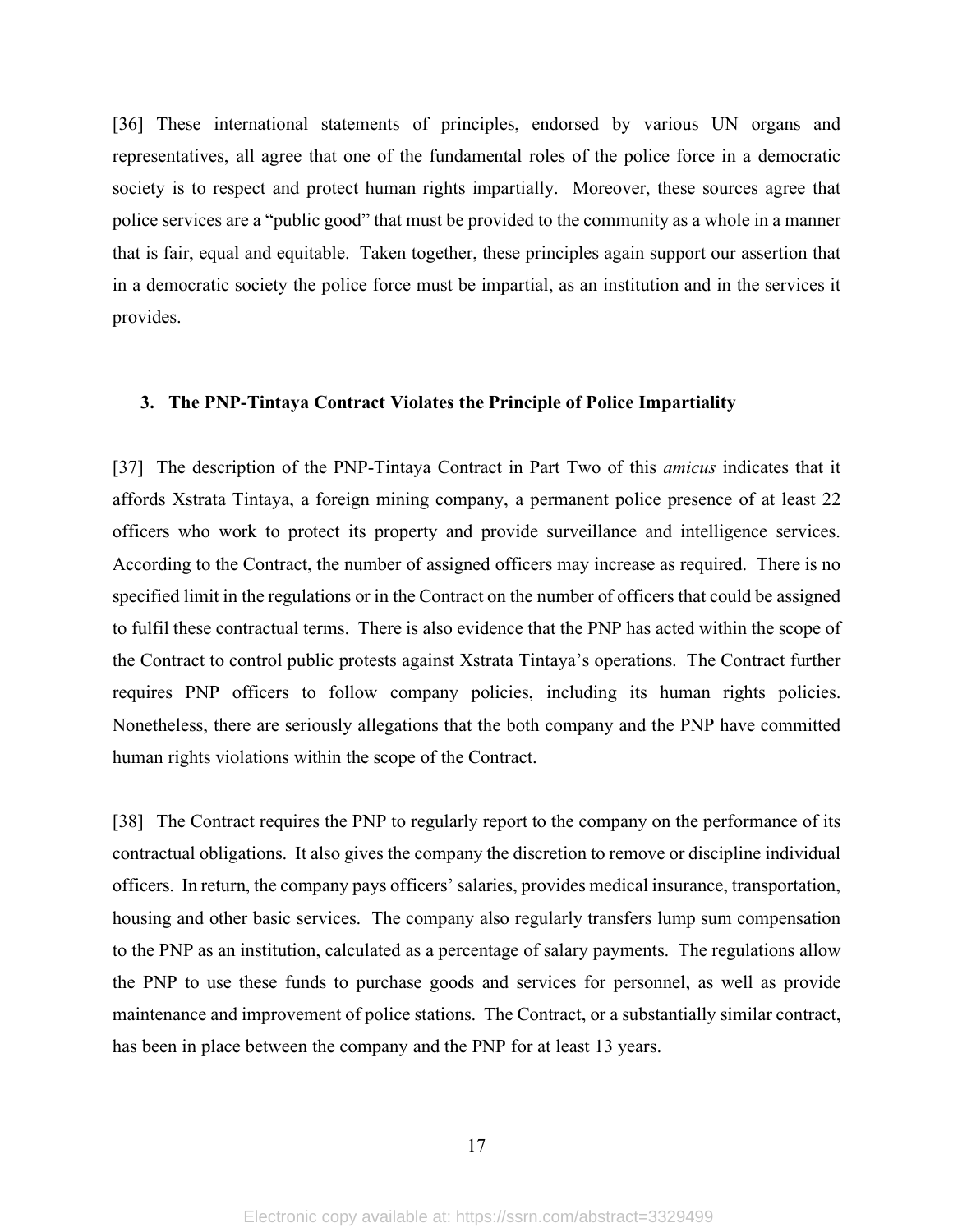[36] These international statements of principles, endorsed by various UN organs and representatives, all agree that one of the fundamental roles of the police force in a democratic society is to respect and protect human rights impartially. Moreover, these sources agree that police services are a "public good" that must be provided to the community as a whole in a manner that is fair, equal and equitable. Taken together, these principles again support our assertion that in a democratic society the police force must be impartial, as an institution and in the services it provides.

### 3. The PNP-Tintaya Contract Violates the Principle of Police Impartiality

[37] The description of the PNP-Tintaya Contract in Part Two of this *amicus* indicates that it affords Xstrata Tintaya, a foreign mining company, a permanent police presence of at least 22 officers who work to protect its property and provide surveillance and intelligence services. According to the Contract, the number of assigned officers may increase as required. There is no specified limit in the regulations or in the Contract on the number of officers that could be assigned to fulfil these contractual terms. There is also evidence that the PNP has acted within the scope of the Contract to control public protests against Xstrata Tintaya's operations. The Contract further requires PNP officers to follow company policies, including its human rights policies. Nonetheless, there are seriously allegations that the both company and the PNP have committed human rights violations within the scope of the Contract.

[38] The Contract requires the PNP to regularly report to the company on the performance of its contractual obligations. It also gives the company the discretion to remove or discipline individual officers. In return, the company pays officers' salaries, provides medical insurance, transportation, housing and other basic services. The company also regularly transfers lump sum compensation to the PNP as an institution, calculated as a percentage of salary payments. The regulations allow the PNP to use these funds to purchase goods and services for personnel, as well as provide maintenance and improvement of police stations. The Contract, or a substantially similar contract, has been in place between the company and the PNP for at least 13 years.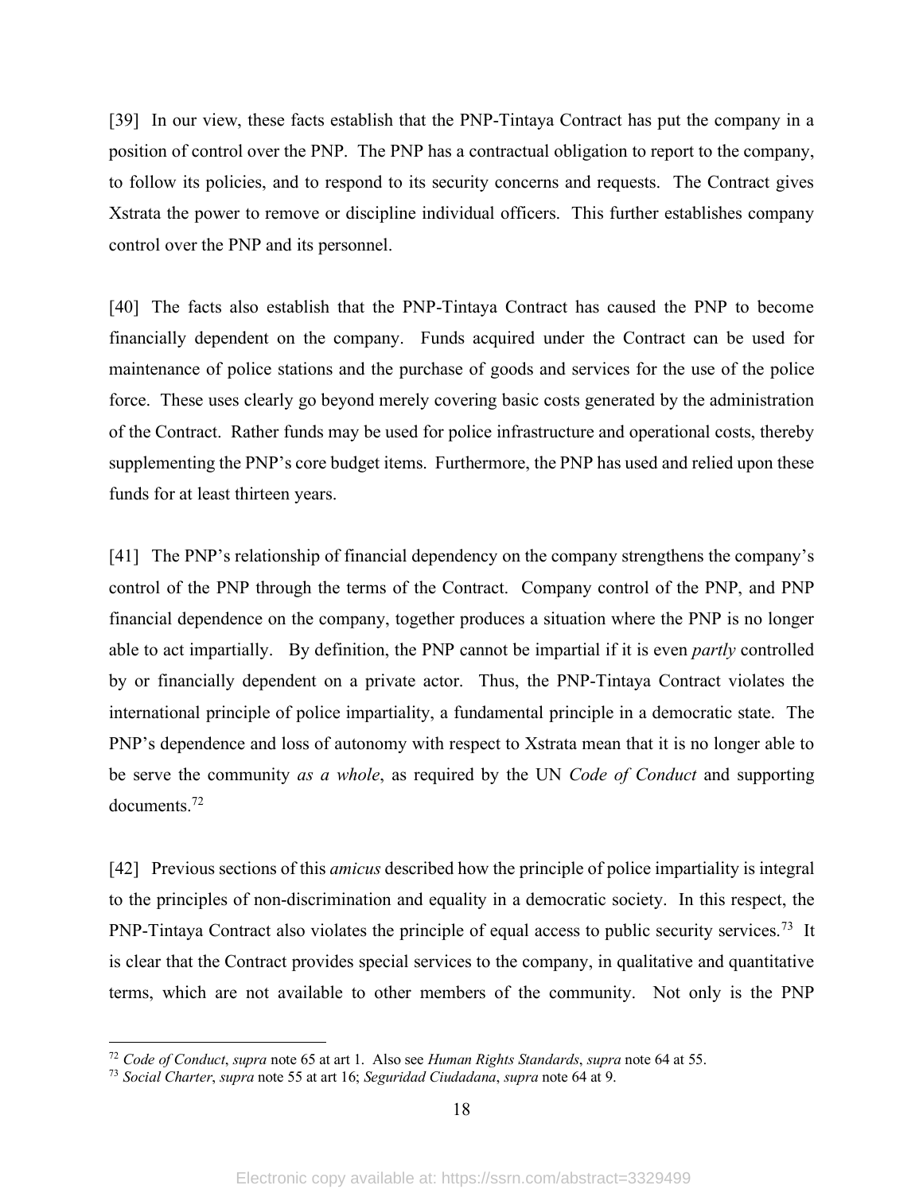[39] In our view, these facts establish that the PNP-Tintaya Contract has put the company in a position of control over the PNP. The PNP has a contractual obligation to report to the company, to follow its policies, and to respond to its security concerns and requests. The Contract gives Xstrata the power to remove or discipline individual officers. This further establishes company control over the PNP and its personnel.

[40] The facts also establish that the PNP-Tintaya Contract has caused the PNP to become financially dependent on the company. Funds acquired under the Contract can be used for maintenance of police stations and the purchase of goods and services for the use of the police force. These uses clearly go beyond merely covering basic costs generated by the administration of the Contract. Rather funds may be used for police infrastructure and operational costs, thereby supplementing the PNP's core budget items. Furthermore, the PNP has used and relied upon these funds for at least thirteen years.

[41] The PNP's relationship of financial dependency on the company strengthens the company's control of the PNP through the terms of the Contract. Company control of the PNP, and PNP financial dependence on the company, together produces a situation where the PNP is no longer able to act impartially. By definition, the PNP cannot be impartial if it is even *partly* controlled by or financially dependent on a private actor. Thus, the PNP-Tintaya Contract violates the international principle of police impartiality, a fundamental principle in a democratic state. The PNP's dependence and loss of autonomy with respect to Xstrata mean that it is no longer able to be serve the community *as a whole*, as required by the UN *Code of Conduct* and supporting documents.[72]

[42] Previous sections of this *amicus* described how the principle of police impartiality is integral to the principles of non-discrimination and equality in a democratic society. In this respect, the PNP-Tintaya Contract also violates the principle of equal access to public security services.[73] It is clear that the Contract provides special services to the company, in qualitative and quantitative terms, which are not available to other members of the community. Not only is the PNP

---

[72] *Code of Conduct*, *supra* note 65 at art 1. Also see *Human Rights Standards*, *supra* note 64 at 55.

[73] *Social Charter*, *supra* note 55 at art 16; *Seguridad Ciudadana*, *supra* note 64 at 9.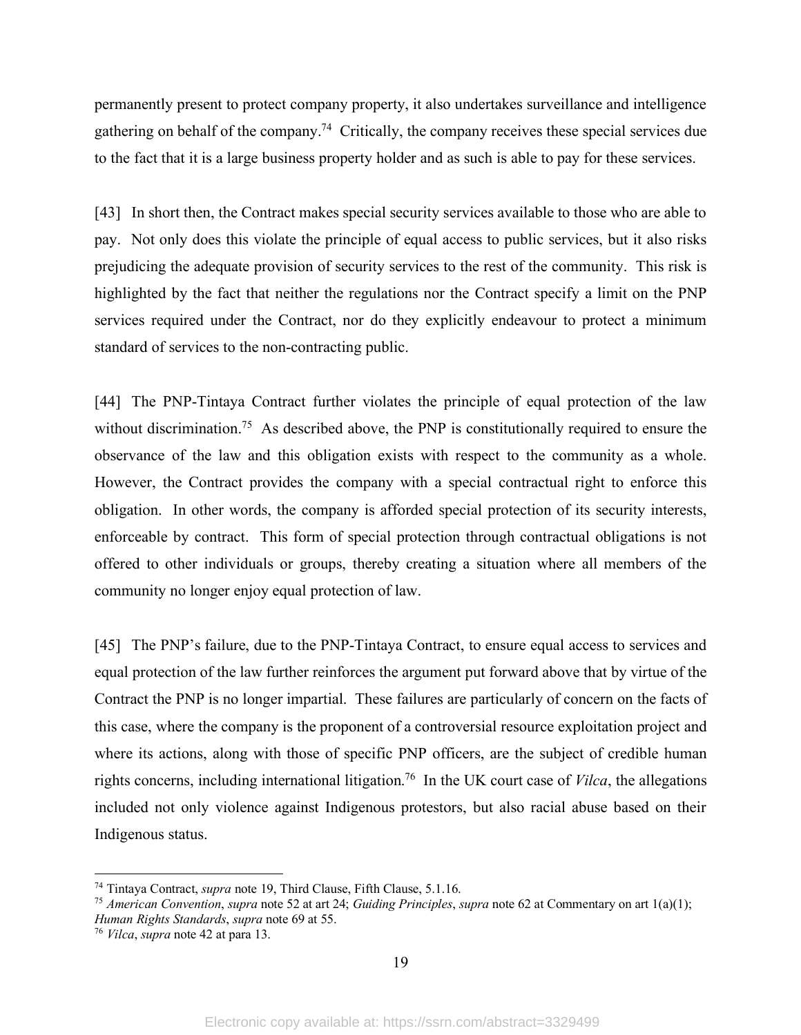permanently present to protect company property, it also undertakes surveillance and intelligence gathering on behalf of the company.[74] Critically, the company receives these special services due to the fact that it is a large business property holder and as such is able to pay for these services.

[43] In short then, the Contract makes special security services available to those who are able to pay. Not only does this violate the principle of equal access to public services, but it also risks prejudicing the adequate provision of security services to the rest of the community. This risk is highlighted by the fact that neither the regulations nor the Contract specify a limit on the PNP services required under the Contract, nor do they explicitly endeavour to protect a minimum standard of services to the non-contracting public.

[44] The PNP-Tintaya Contract further violates the principle of equal protection of the law without discrimination.[75] As described above, the PNP is constitutionally required to ensure the observance of the law and this obligation exists with respect to the community as a whole. However, the Contract provides the company with a special contractual right to enforce this obligation. In other words, the company is afforded special protection of its security interests, enforceable by contract. This form of special protection through contractual obligations is not offered to other individuals or groups, thereby creating a situation where all members of the community no longer enjoy equal protection of law.

[45] The PNP's failure, due to the PNP-Tintaya Contract, to ensure equal access to services and equal protection of the law further reinforces the argument put forward above that by virtue of the Contract the PNP is no longer impartial. These failures are particularly of concern on the facts of this case, where the company is the proponent of a controversial resource exploitation project and where its actions, along with those of specific PNP officers, are the subject of credible human rights concerns, including international litigation.[76] In the UK court case of *Vilca*, the allegations included not only violence against Indigenous protestors, but also racial abuse based on their Indigenous status.

---

[74] Tintaya Contract, *supra* note 19, Third Clause, Fifth Clause, 5.1.16.

[75] *American Convention*, *supra* note 52 at art 24; *Guiding Principles*, *supra* note 62 at Commentary on art 1(a)(1); *Human Rights Standards*, *supra* note 69 at 55.

[76] *Vilca*, *supra* note 42 at para 13.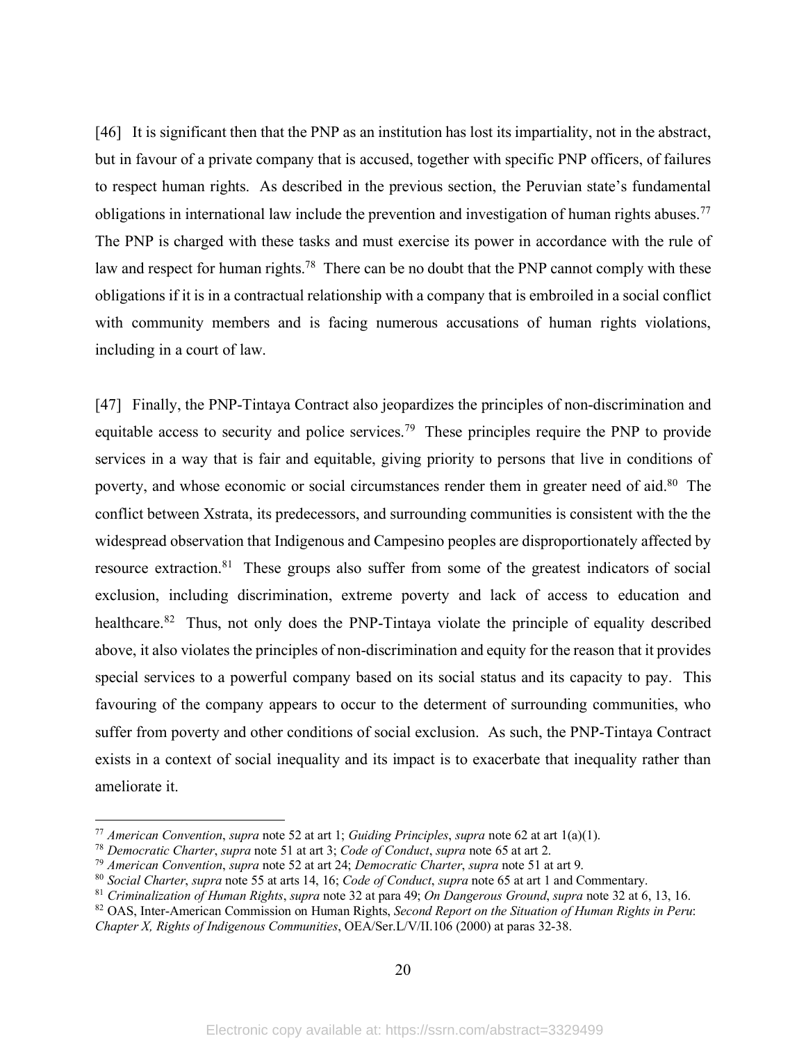[46] It is significant then that the PNP as an institution has lost its impartiality, not in the abstract, but in favour of a private company that is accused, together with specific PNP officers, of failures to respect human rights. As described in the previous section, the Peruvian state's fundamental obligations in international law include the prevention and investigation of human rights abuses.[77] The PNP is charged with these tasks and must exercise its power in accordance with the rule of law and respect for human rights.[78] There can be no doubt that the PNP cannot comply with these obligations if it is in a contractual relationship with a company that is embroiled in a social conflict with community members and is facing numerous accusations of human rights violations, including in a court of law.

[47] Finally, the PNP-Tintaya Contract also jeopardizes the principles of non-discrimination and equitable access to security and police services.[79] These principles require the PNP to provide services in a way that is fair and equitable, giving priority to persons that live in conditions of poverty, and whose economic or social circumstances render them in greater need of aid.[80] The conflict between Xstrata, its predecessors, and surrounding communities is consistent with the the widespread observation that Indigenous and Campesino peoples are disproportionately affected by resource extraction.[81] These groups also suffer from some of the greatest indicators of social exclusion, including discrimination, extreme poverty and lack of access to education and healthcare.[82] Thus, not only does the PNP-Tintaya violate the principle of equality described above, it also violates the principles of non-discrimination and equity for the reason that it provides special services to a powerful company based on its social status and its capacity to pay. This favouring of the company appears to occur to the determent of surrounding communities, who suffer from poverty and other conditions of social exclusion. As such, the PNP-Tintaya Contract exists in a context of social inequality and its impact is to exacerbate that inequality rather than ameliorate it.

---

[77] *American Convention*, *supra* note 52 at art 1; *Guiding Principles*, *supra* note 62 at art 1(a)(1).

[78] *Democratic Charter*, *supra* note 51 at art 3; *Code of Conduct*, *supra* note 65 at art 2.

[79] *American Convention*, *supra* note 52 at art 24; *Democratic Charter*, *supra* note 51 at art 9.

[80] *Social Charter*, *supra* note 55 at arts 14, 16; *Code of Conduct*, *supra* note 65 at art 1 and Commentary.

[81] *Criminalization of Human Rights*, *supra* note 32 at para 49; *On Dangerous Ground*, *supra* note 32 at 6, 13, 16.

[82] OAS, Inter-American Commission on Human Rights, *Second Report on the Situation of Human Rights in Peru*: *Chapter X, Rights of Indigenous Communities*, OEA/Ser.L/V/II.106 (2000) at paras 32-38.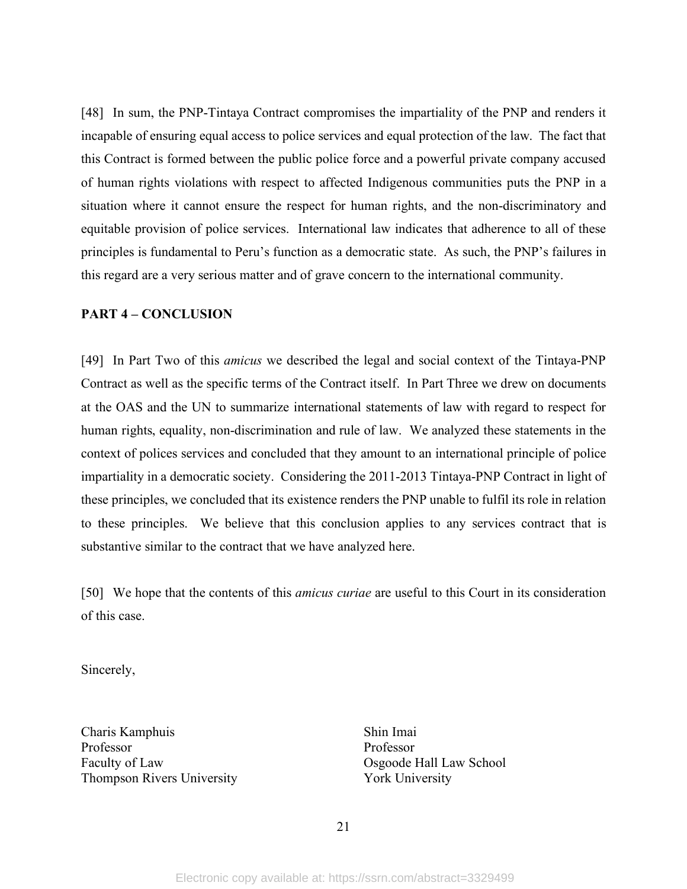[48] In sum, the PNP-Tintaya Contract compromises the impartiality of the PNP and renders it incapable of ensuring equal access to police services and equal protection of the law. The fact that this Contract is formed between the public police force and a powerful private company accused of human rights violations with respect to affected Indigenous communities puts the PNP in a situation where it cannot ensure the respect for human rights, and the non-discriminatory and equitable provision of police services. International law indicates that adherence to all of these principles is fundamental to Peru's function as a democratic state. As such, the PNP's failures in this regard are a very serious matter and of grave concern to the international community.

## PART 4 – CONCLUSION

[49] In Part Two of this *amicus* we described the legal and social context of the Tintaya-PNP Contract as well as the specific terms of the Contract itself. In Part Three we drew on documents at the OAS and the UN to summarize international statements of law with regard to respect for human rights, equality, non-discrimination and rule of law. We analyzed these statements in the context of polices services and concluded that they amount to an international principle of police impartiality in a democratic society. Considering the 2011-2013 Tintaya-PNP Contract in light of these principles, we concluded that its existence renders the PNP unable to fulfil its role in relation to these principles. We believe that this conclusion applies to any services contract that is substantive similar to the contract that we have analyzed here.

[50] We hope that the contents of this *amicus curiae* are useful to this Court in its consideration of this case.

Sincerely,

Charis Kamphuis
Professor
Faculty of Law
Thompson Rivers University

Shin Imai
Professor
Osgoode Hall Law School
York University

Electronic copy available at: https://ssrn.com/abstract=3329499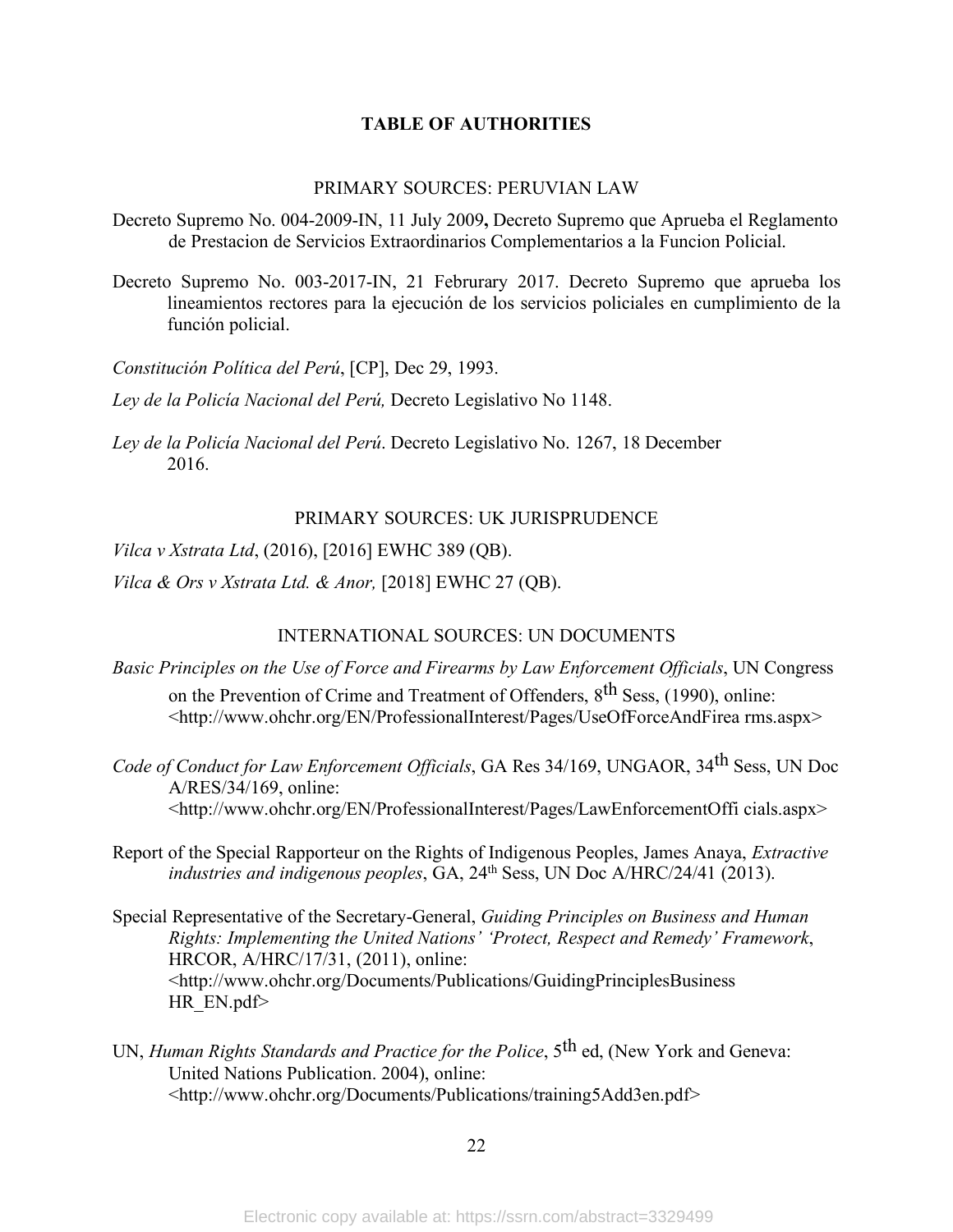## TABLE OF AUTHORITIES

### PRIMARY SOURCES: PERUVIAN LAW

Decreto Supremo No. 004-2009-IN, 11 July 2009**,** Decreto Supremo que Aprueba el Reglamento de Prestacion de Servicios Extraordinarios Complementarios a la Funcion Policial.

Decreto Supremo No. 003-2017-IN, 21 Februrary 2017. Decreto Supremo que aprueba los lineamientos rectores para la ejecución de los servicios policiales en cumplimiento de la función policial.

*Constitución Política del Perú*, [CP], Dec 29, 1993.

*Ley de la Policía Nacional del Perú,* Decreto Legislativo No 1148.

*Ley de la Policía Nacional del Perú*. Decreto Legislativo No. 1267, 18 December 2016.

### PRIMARY SOURCES: UK JURISPRUDENCE

*Vilca v Xstrata Ltd*, (2016), [2016] EWHC 389 (QB).

*Vilca & Ors v Xstrata Ltd. & Anor,* [2018] EWHC 27 (QB).

### INTERNATIONAL SOURCES: UN DOCUMENTS

*Basic Principles on the Use of Force and Firearms by Law Enforcement Officials*, UN Congress on the Prevention of Crime and Treatment of Offenders, 8th Sess, (1990), online: <http://www.ohchr.org/EN/ProfessionalInterest/Pages/UseOfForceAndFirea rms.aspx>

*Code of Conduct for Law Enforcement Officials*, GA Res 34/169, UNGAOR, 34th Sess, UN Doc A/RES/34/169, online: <http://www.ohchr.org/EN/ProfessionalInterest/Pages/LawEnforcementOffi cials.aspx>

Report of the Special Rapporteur on the Rights of Indigenous Peoples, James Anaya, *Extractive industries and indigenous peoples*, GA, 24th Sess, UN Doc A/HRC/24/41 (2013).

Special Representative of the Secretary-General, *Guiding Principles on Business and Human Rights: Implementing the United Nations' 'Protect, Respect and Remedy' Framework*, HRCOR, A/HRC/17/31, (2011), online: <http://www.ohchr.org/Documents/Publications/GuidingPrinciplesBusiness HR_EN.pdf>

UN, *Human Rights Standards and Practice for the Police*, 5th ed, (New York and Geneva: United Nations Publication. 2004), online: <http://www.ohchr.org/Documents/Publications/training5Add3en.pdf>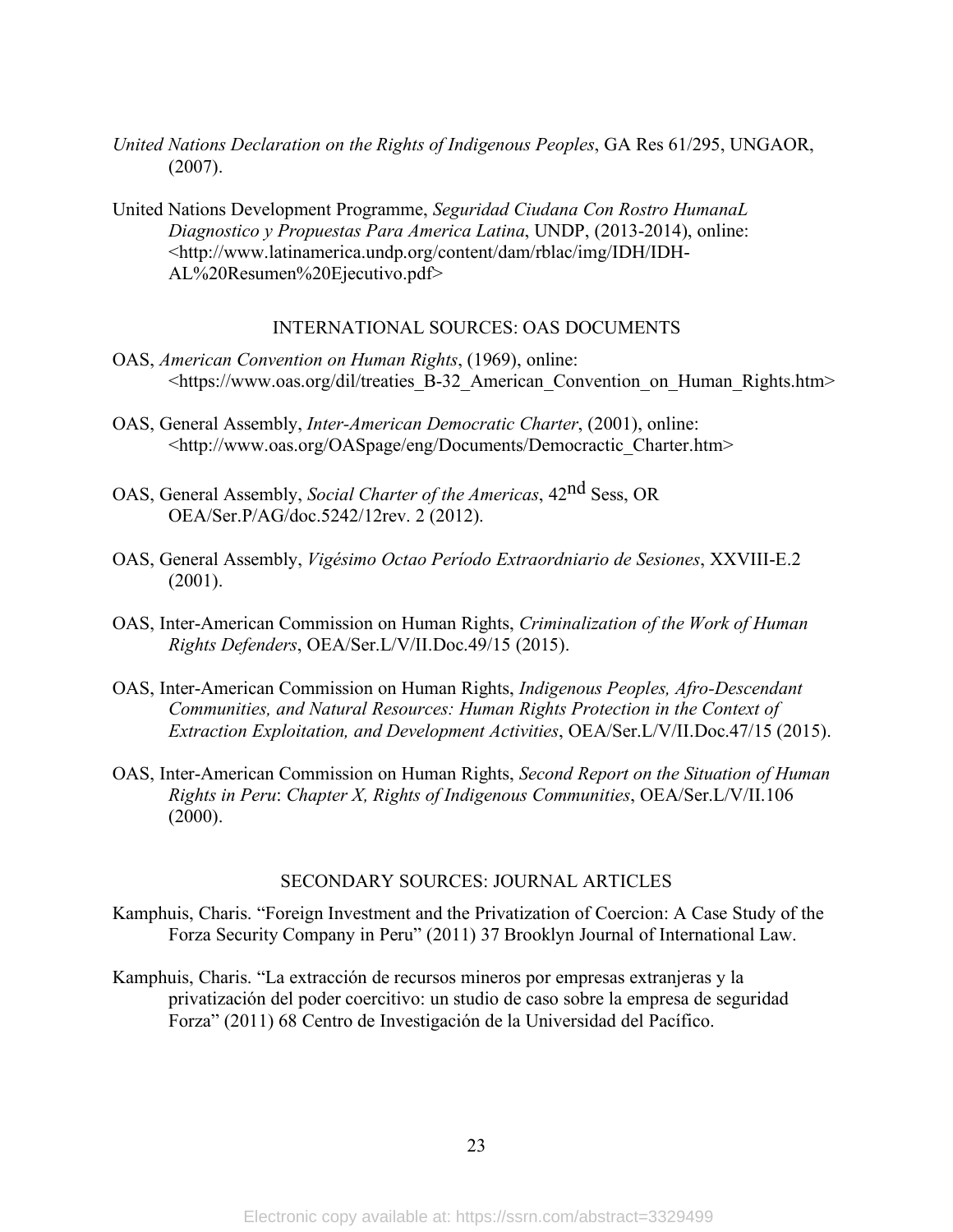*United Nations Declaration on the Rights of Indigenous Peoples*, GA Res 61/295, UNGAOR, (2007).

United Nations Development Programme, *Seguridad Ciudana Con Rostro HumanaL Diagnostico y Propuestas Para America Latina*, UNDP, (2013-2014), online: <http://www.latinamerica.undp.org/content/dam/rblac/img/IDH/IDH-AL%20Resumen%20Ejecutivo.pdf>

## INTERNATIONAL SOURCES: OAS DOCUMENTS

OAS, *American Convention on Human Rights*, (1969), online: <https://www.oas.org/dil/treaties_B-32_American_Convention_on_Human_Rights.htm>

OAS, General Assembly, *Inter-American Democratic Charter*, (2001), online: <http://www.oas.org/OASpage/eng/Documents/Democractic_Charter.htm>

OAS, General Assembly, *Social Charter of the Americas*, 42nd Sess, OR OEA/Ser.P/AG/doc.5242/12rev. 2 (2012).

OAS, General Assembly, *Vigésimo Octao Período Extraordniario de Sesiones*, XXVIII-E.2 (2001).

OAS, Inter-American Commission on Human Rights, *Criminalization of the Work of Human Rights Defenders*, OEA/Ser.L/V/II.Doc.49/15 (2015).

OAS, Inter-American Commission on Human Rights, *Indigenous Peoples, Afro-Descendant Communities, and Natural Resources: Human Rights Protection in the Context of Extraction Exploitation, and Development Activities*, OEA/Ser.L/V/II.Doc.47/15 (2015).

OAS, Inter-American Commission on Human Rights, *Second Report on the Situation of Human Rights in Peru*: *Chapter X, Rights of Indigenous Communities*, OEA/Ser.L/V/II.106 (2000).

## SECONDARY SOURCES: JOURNAL ARTICLES

Kamphuis, Charis. "Foreign Investment and the Privatization of Coercion: A Case Study of the Forza Security Company in Peru" (2011) 37 Brooklyn Journal of International Law.

Kamphuis, Charis. "La extracción de recursos mineros por empresas extranjeras y la privatización del poder coercitivo: un studio de caso sobre la empresa de seguridad Forza" (2011) 68 Centro de Investigación de la Universidad del Pacífico.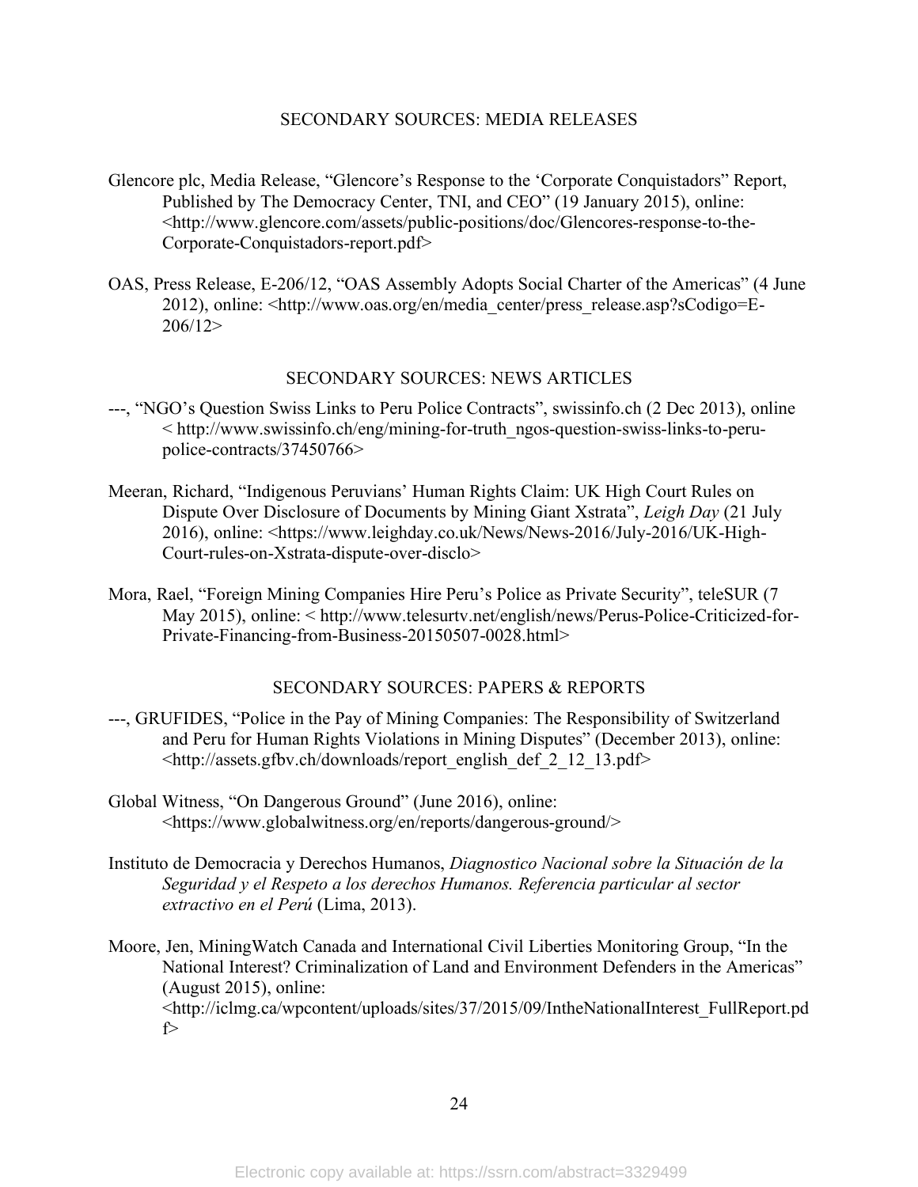## SECONDARY SOURCES: MEDIA RELEASES

Glencore plc, Media Release, "Glencore's Response to the 'Corporate Conquistadors" Report, Published by The Democracy Center, TNI, and CEO" (19 January 2015), online: <http://www.glencore.com/assets/public-positions/doc/Glencores-response-to-the-Corporate-Conquistadors-report.pdf>

OAS, Press Release, E-206/12, "OAS Assembly Adopts Social Charter of the Americas" (4 June 2012), online: <http://www.oas.org/en/media_center/press_release.asp?sCodigo=E-206/12>

## SECONDARY SOURCES: NEWS ARTICLES

---, "NGO's Question Swiss Links to Peru Police Contracts", swissinfo.ch (2 Dec 2013), online < http://www.swissinfo.ch/eng/mining-for-truth_ngos-question-swiss-links-to-peru-police-contracts/37450766>

Meeran, Richard, "Indigenous Peruvians' Human Rights Claim: UK High Court Rules on Dispute Over Disclosure of Documents by Mining Giant Xstrata", *Leigh Day* (21 July 2016), online: <https://www.leighday.co.uk/News/News-2016/July-2016/UK-High-Court-rules-on-Xstrata-dispute-over-disclo>

Mora, Rael, "Foreign Mining Companies Hire Peru's Police as Private Security", teleSUR (7 May 2015), online: < http://www.telesurtv.net/english/news/Perus-Police-Criticized-for-Private-Financing-from-Business-20150507-0028.html>

## SECONDARY SOURCES: PAPERS & REPORTS

---, GRUFIDES, "Police in the Pay of Mining Companies: The Responsibility of Switzerland and Peru for Human Rights Violations in Mining Disputes" (December 2013), online: <http://assets.gfbv.ch/downloads/report_english_def_2_12_13.pdf>

Global Witness, "On Dangerous Ground" (June 2016), online: <https://www.globalwitness.org/en/reports/dangerous-ground/>

Instituto de Democracia y Derechos Humanos, *Diagnostico Nacional sobre la Situación de la Seguridad y el Respeto a los derechos Humanos. Referencia particular al sector extractivo en el Perú* (Lima, 2013).

Moore, Jen, MiningWatch Canada and International Civil Liberties Monitoring Group, "In the National Interest? Criminalization of Land and Environment Defenders in the Americas" (August 2015), online: <http://iclmg.ca/wpcontent/uploads/sites/37/2015/09/IntheNationalInterest_FullReport.pdf>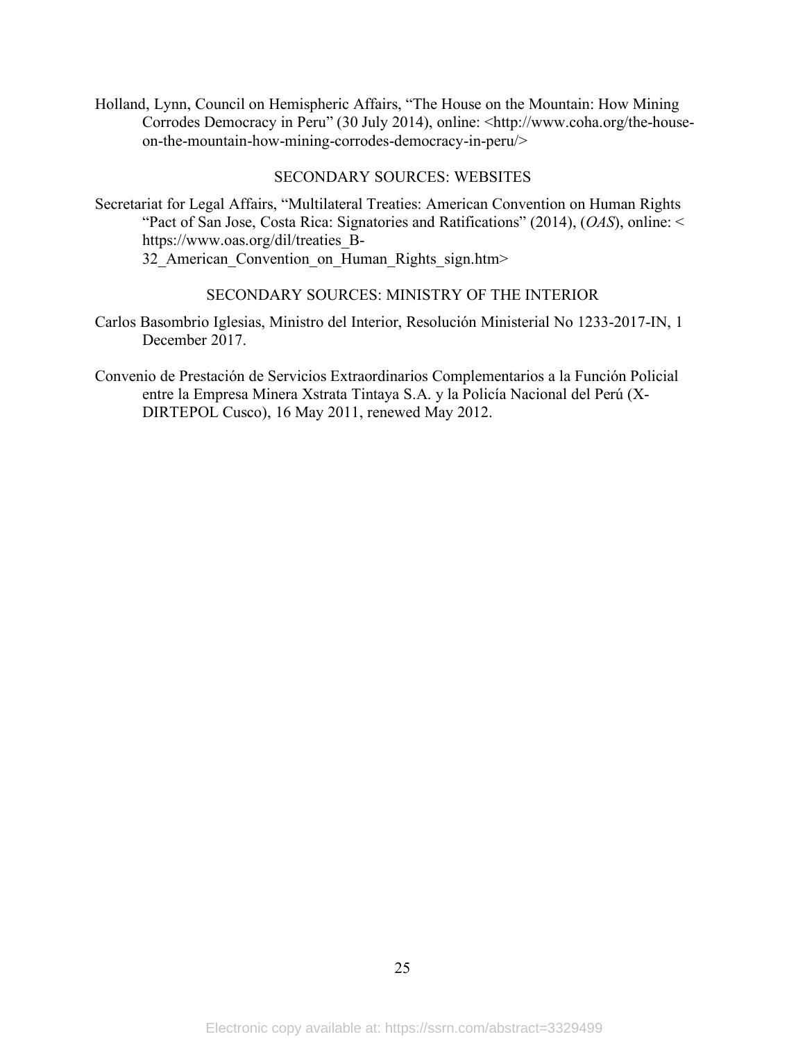Holland, Lynn, Council on Hemispheric Affairs, "The House on the Mountain: How Mining Corrodes Democracy in Peru" (30 July 2014), online: <http://www.coha.org/the-house-on-the-mountain-how-mining-corrodes-democracy-in-peru/>

## SECONDARY SOURCES: WEBSITES

Secretariat for Legal Affairs, "Multilateral Treaties: American Convention on Human Rights "Pact of San Jose, Costa Rica: Signatories and Ratifications" (2014), (*OAS*), online: < https://www.oas.org/dil/treaties_B-32_American_Convention_on_Human_Rights_sign.htm>

## SECONDARY SOURCES: MINISTRY OF THE INTERIOR

Carlos Basombrio Iglesias, Ministro del Interior, Resolución Ministerial No 1233-2017-IN, 1 December 2017.

Convenio de Prestación de Servicios Extraordinarios Complementarios a la Función Policial entre la Empresa Minera Xstrata Tintaya S.A. y la Policía Nacional del Perú (X-DIRTEPOL Cusco), 16 May 2011, renewed May 2012.